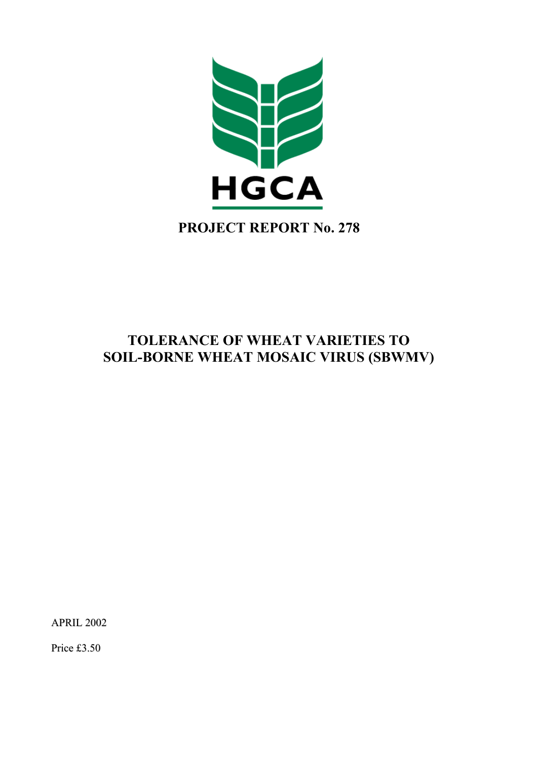HGCA

**PROJECT REPORT No. 278**

# TOLERANCE OF WHEAT VARIETIES TO SOIL-BORNE WHEAT MOSAIC VIRUS (SBWMV)

APRIL 2002

Price £3.50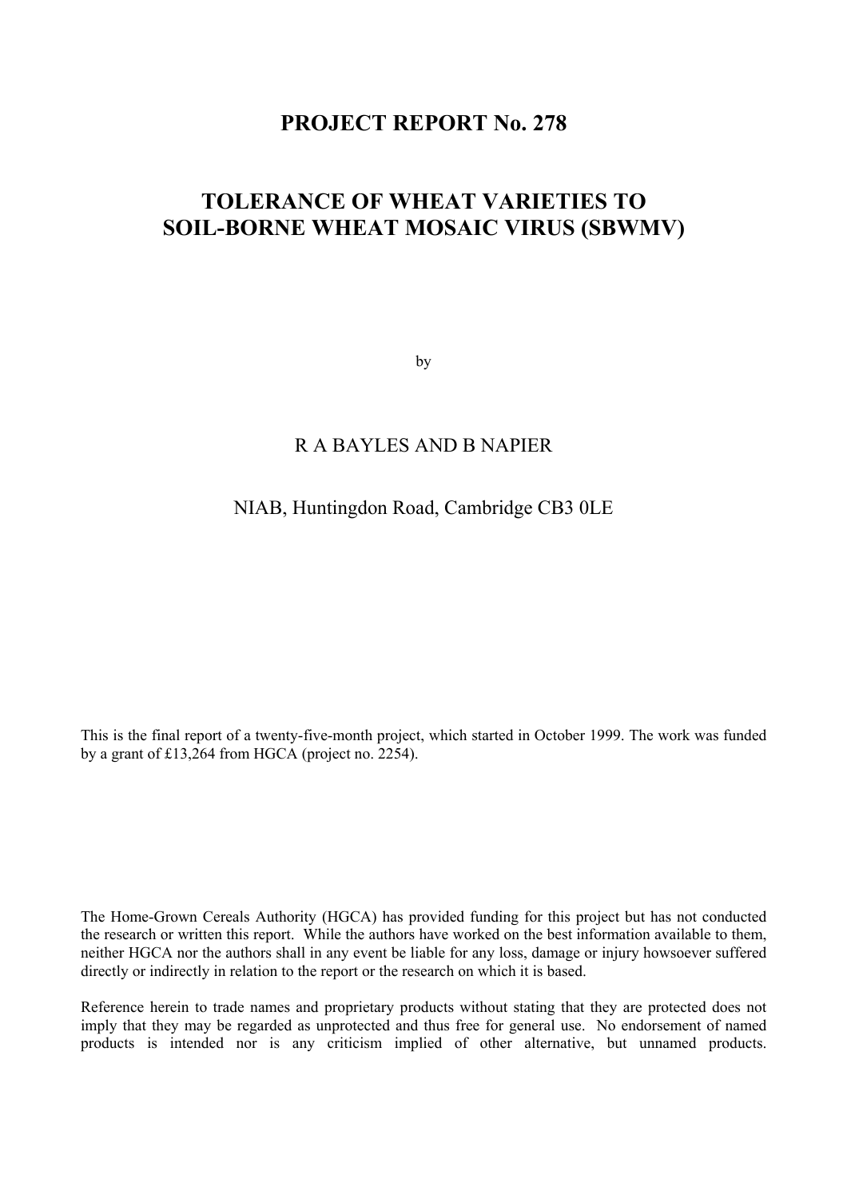# PROJECT REPORT No. 278

# TOLERANCE OF WHEAT VARIETIES TO SOIL-BORNE WHEAT MOSAIC VIRUS (SBWMV)

by

R A BAYLES AND B NAPIER

NIAB, Huntingdon Road, Cambridge CB3 0LE

This is the final report of a twenty-five-month project, which started in October 1999. The work was funded by a grant of £13,264 from HGCA (project no. 2254).

The Home-Grown Cereals Authority (HGCA) has provided funding for this project but has not conducted the research or written this report. While the authors have worked on the best information available to them, neither HGCA nor the authors shall in any event be liable for any loss, damage or injury howsoever suffered directly or indirectly in relation to the report or the research on which it is based.

Reference herein to trade names and proprietary products without stating that they are protected does not imply that they may be regarded as unprotected and thus free for general use. No endorsement of named products is intended nor is any criticism implied of other alternative, but unnamed products.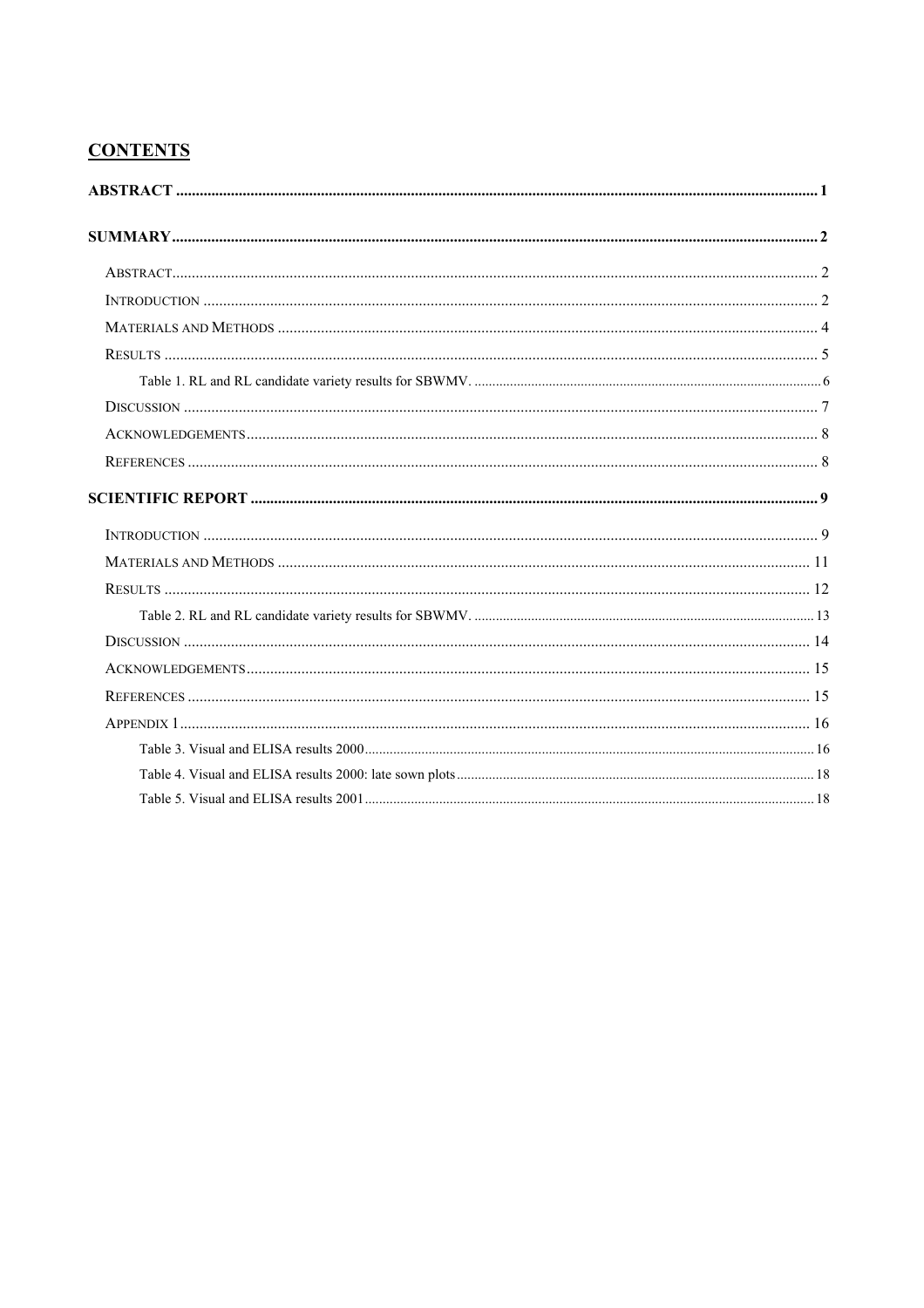## CONTENTS

ABSTRACT .......... 1

SUMMARY .......... 2

- Abstract .......... 2
- Introduction .......... 2
- Materials and Methods .......... 4
- Results .......... 5
  - Table 1. RL and RL candidate variety results for SBWMV. .......... 6
- Discussion .......... 7
- Acknowledgements .......... 8
- References .......... 8

SCIENTIFIC REPORT .......... 9

- Introduction .......... 9
- Materials and Methods .......... 11
- Results .......... 12
  - Table 2. RL and RL candidate variety results for SBWMV. .......... 13
- Discussion .......... 14
- Acknowledgements .......... 15
- References .......... 15
- Appendix 1 .......... 16
  - Table 3. Visual and ELISA results 2000 .......... 16
  - Table 4. Visual and ELISA results 2000: late sown plots .......... 18
  - Table 5. Visual and ELISA results 2001 .......... 18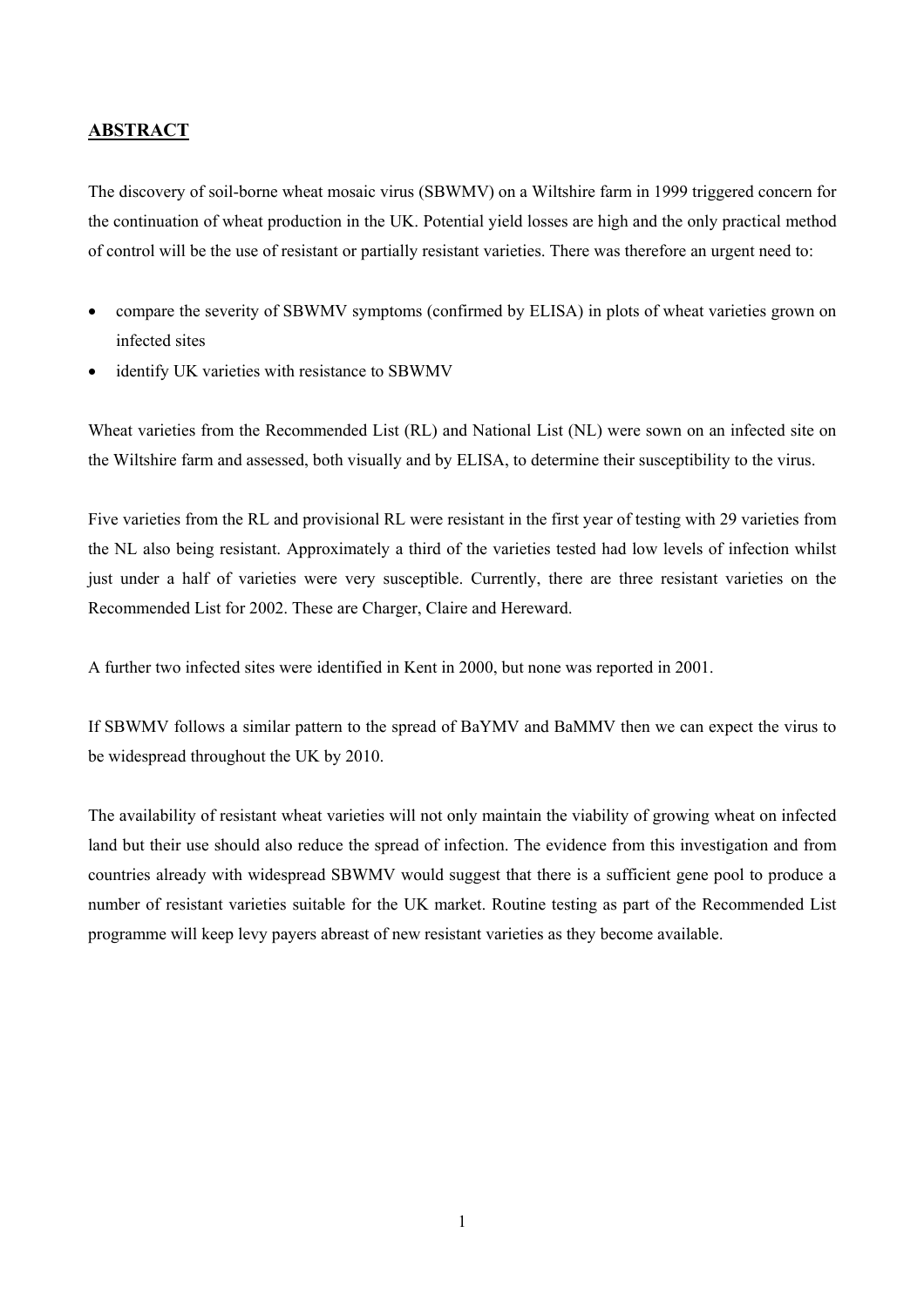## ABSTRACT

The discovery of soil-borne wheat mosaic virus (SBWMV) on a Wiltshire farm in 1999 triggered concern for the continuation of wheat production in the UK. Potential yield losses are high and the only practical method of control will be the use of resistant or partially resistant varieties. There was therefore an urgent need to:

- compare the severity of SBWMV symptoms (confirmed by ELISA) in plots of wheat varieties grown on infected sites
- identify UK varieties with resistance to SBWMV

Wheat varieties from the Recommended List (RL) and National List (NL) were sown on an infected site on the Wiltshire farm and assessed, both visually and by ELISA, to determine their susceptibility to the virus.

Five varieties from the RL and provisional RL were resistant in the first year of testing with 29 varieties from the NL also being resistant. Approximately a third of the varieties tested had low levels of infection whilst just under a half of varieties were very susceptible. Currently, there are three resistant varieties on the Recommended List for 2002. These are Charger, Claire and Hereward.

A further two infected sites were identified in Kent in 2000, but none was reported in 2001.

If SBWMV follows a similar pattern to the spread of BaYMV and BaMMV then we can expect the virus to be widespread throughout the UK by 2010.

The availability of resistant wheat varieties will not only maintain the viability of growing wheat on infected land but their use should also reduce the spread of infection. The evidence from this investigation and from countries already with widespread SBWMV would suggest that there is a sufficient gene pool to produce a number of resistant varieties suitable for the UK market. Routine testing as part of the Recommended List programme will keep levy payers abreast of new resistant varieties as they become available.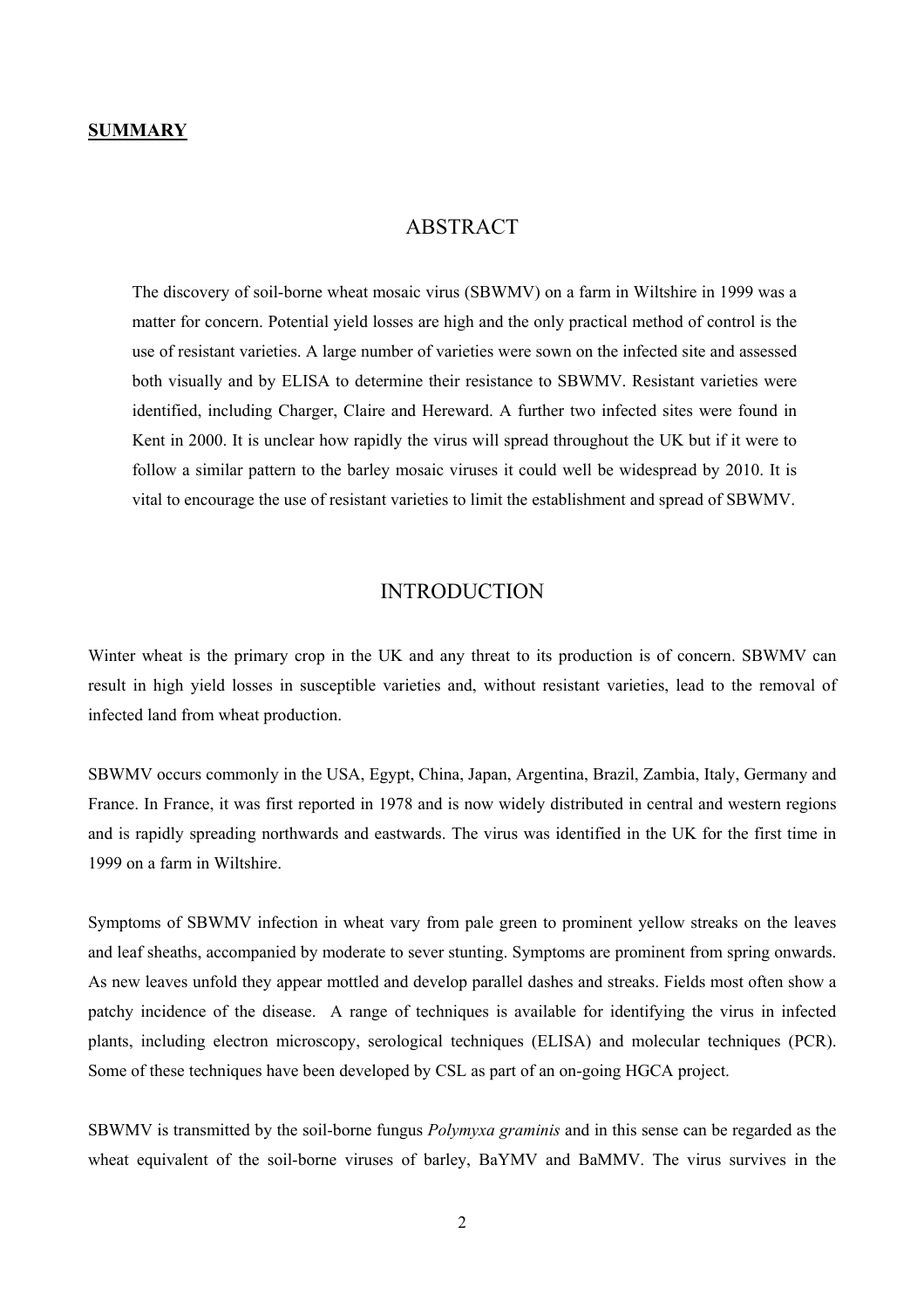**SUMMARY**

# ABSTRACT

The discovery of soil-borne wheat mosaic virus (SBWMV) on a farm in Wiltshire in 1999 was a matter for concern. Potential yield losses are high and the only practical method of control is the use of resistant varieties. A large number of varieties were sown on the infected site and assessed both visually and by ELISA to determine their resistance to SBWMV. Resistant varieties were identified, including Charger, Claire and Hereward. A further two infected sites were found in Kent in 2000. It is unclear how rapidly the virus will spread throughout the UK but if it were to follow a similar pattern to the barley mosaic viruses it could well be widespread by 2010. It is vital to encourage the use of resistant varieties to limit the establishment and spread of SBWMV.

# INTRODUCTION

Winter wheat is the primary crop in the UK and any threat to its production is of concern. SBWMV can result in high yield losses in susceptible varieties and, without resistant varieties, lead to the removal of infected land from wheat production.

SBWMV occurs commonly in the USA, Egypt, China, Japan, Argentina, Brazil, Zambia, Italy, Germany and France. In France, it was first reported in 1978 and is now widely distributed in central and western regions and is rapidly spreading northwards and eastwards. The virus was identified in the UK for the first time in 1999 on a farm in Wiltshire.

Symptoms of SBWMV infection in wheat vary from pale green to prominent yellow streaks on the leaves and leaf sheaths, accompanied by moderate to sever stunting. Symptoms are prominent from spring onwards. As new leaves unfold they appear mottled and develop parallel dashes and streaks. Fields most often show a patchy incidence of the disease. A range of techniques is available for identifying the virus in infected plants, including electron microscopy, serological techniques (ELISA) and molecular techniques (PCR). Some of these techniques have been developed by CSL as part of an on-going HGCA project.

SBWMV is transmitted by the soil-borne fungus *Polymyxa graminis* and in this sense can be regarded as the wheat equivalent of the soil-borne viruses of barley, BaYMV and BaMMV. The virus survives in the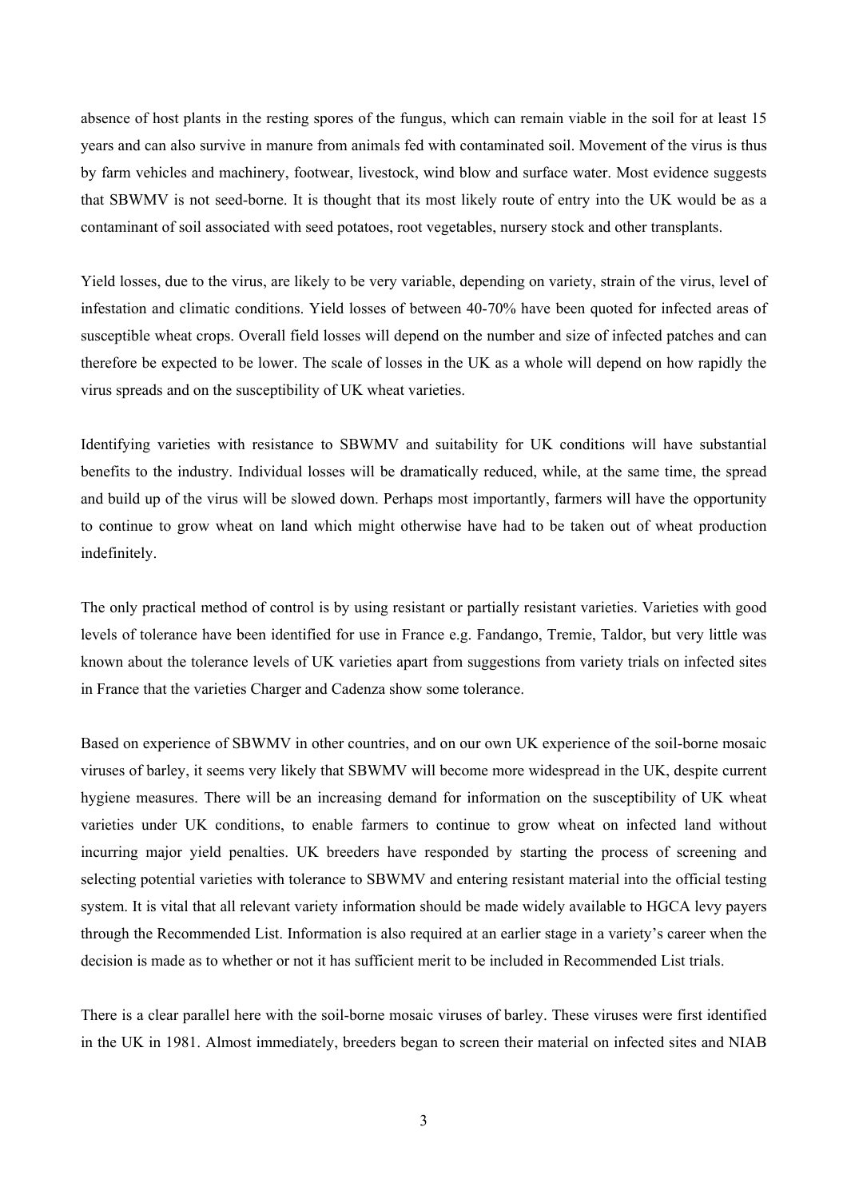absence of host plants in the resting spores of the fungus, which can remain viable in the soil for at least 15 years and can also survive in manure from animals fed with contaminated soil. Movement of the virus is thus by farm vehicles and machinery, footwear, livestock, wind blow and surface water. Most evidence suggests that SBWMV is not seed-borne. It is thought that its most likely route of entry into the UK would be as a contaminant of soil associated with seed potatoes, root vegetables, nursery stock and other transplants.

Yield losses, due to the virus, are likely to be very variable, depending on variety, strain of the virus, level of infestation and climatic conditions. Yield losses of between 40-70% have been quoted for infected areas of susceptible wheat crops. Overall field losses will depend on the number and size of infected patches and can therefore be expected to be lower. The scale of losses in the UK as a whole will depend on how rapidly the virus spreads and on the susceptibility of UK wheat varieties.

Identifying varieties with resistance to SBWMV and suitability for UK conditions will have substantial benefits to the industry. Individual losses will be dramatically reduced, while, at the same time, the spread and build up of the virus will be slowed down. Perhaps most importantly, farmers will have the opportunity to continue to grow wheat on land which might otherwise have had to be taken out of wheat production indefinitely.

The only practical method of control is by using resistant or partially resistant varieties. Varieties with good levels of tolerance have been identified for use in France e.g. Fandango, Tremie, Taldor, but very little was known about the tolerance levels of UK varieties apart from suggestions from variety trials on infected sites in France that the varieties Charger and Cadenza show some tolerance.

Based on experience of SBWMV in other countries, and on our own UK experience of the soil-borne mosaic viruses of barley, it seems very likely that SBWMV will become more widespread in the UK, despite current hygiene measures. There will be an increasing demand for information on the susceptibility of UK wheat varieties under UK conditions, to enable farmers to continue to grow wheat on infected land without incurring major yield penalties. UK breeders have responded by starting the process of screening and selecting potential varieties with tolerance to SBWMV and entering resistant material into the official testing system. It is vital that all relevant variety information should be made widely available to HGCA levy payers through the Recommended List. Information is also required at an earlier stage in a variety's career when the decision is made as to whether or not it has sufficient merit to be included in Recommended List trials.

There is a clear parallel here with the soil-borne mosaic viruses of barley. These viruses were first identified in the UK in 1981. Almost immediately, breeders began to screen their material on infected sites and NIAB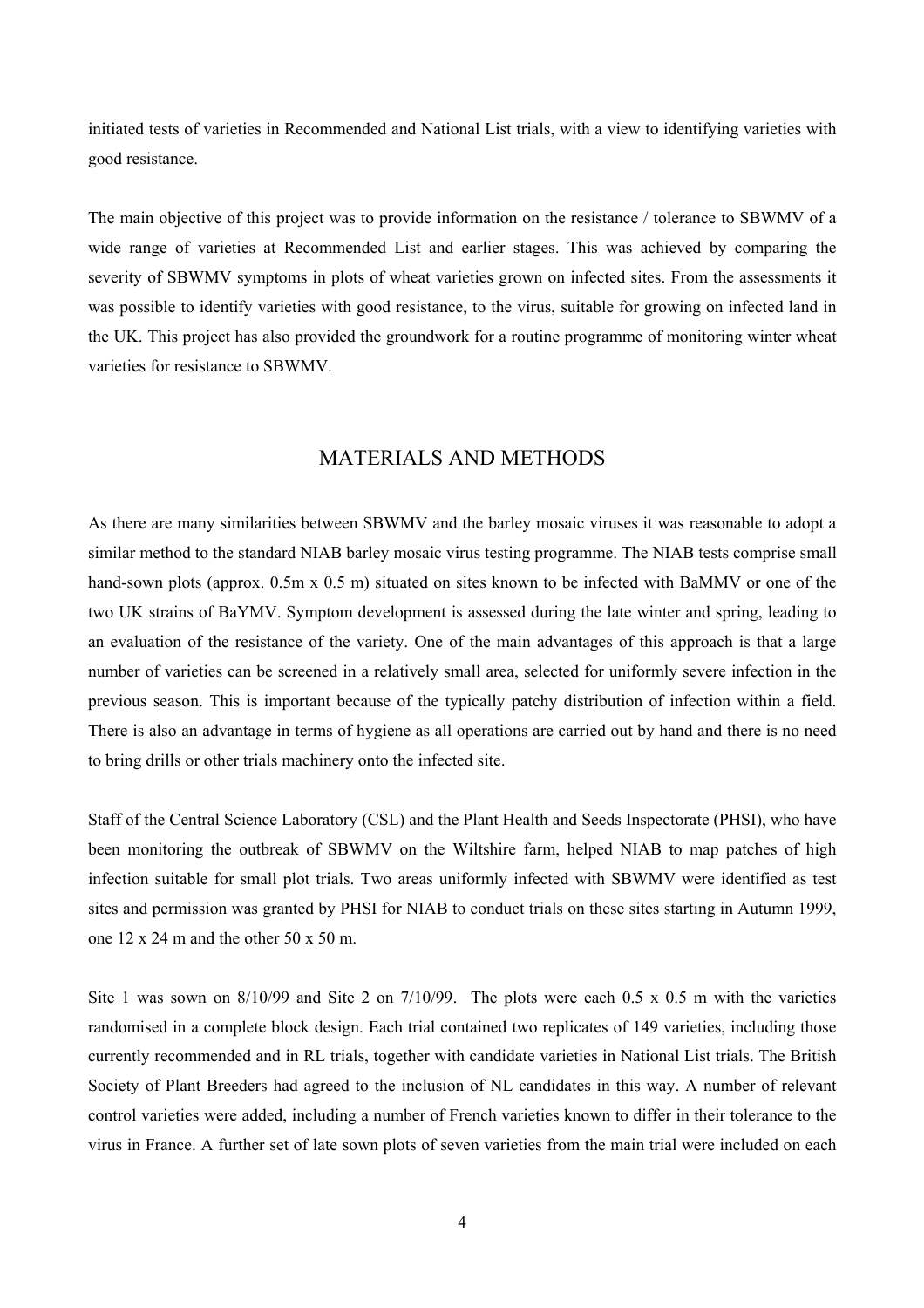initiated tests of varieties in Recommended and National List trials, with a view to identifying varieties with good resistance.

The main objective of this project was to provide information on the resistance / tolerance to SBWMV of a wide range of varieties at Recommended List and earlier stages. This was achieved by comparing the severity of SBWMV symptoms in plots of wheat varieties grown on infected sites. From the assessments it was possible to identify varieties with good resistance, to the virus, suitable for growing on infected land in the UK. This project has also provided the groundwork for a routine programme of monitoring winter wheat varieties for resistance to SBWMV.

## MATERIALS AND METHODS

As there are many similarities between SBWMV and the barley mosaic viruses it was reasonable to adopt a similar method to the standard NIAB barley mosaic virus testing programme. The NIAB tests comprise small hand-sown plots (approx. 0.5m x 0.5 m) situated on sites known to be infected with BaMMV or one of the two UK strains of BaYMV. Symptom development is assessed during the late winter and spring, leading to an evaluation of the resistance of the variety. One of the main advantages of this approach is that a large number of varieties can be screened in a relatively small area, selected for uniformly severe infection in the previous season. This is important because of the typically patchy distribution of infection within a field. There is also an advantage in terms of hygiene as all operations are carried out by hand and there is no need to bring drills or other trials machinery onto the infected site.

Staff of the Central Science Laboratory (CSL) and the Plant Health and Seeds Inspectorate (PHSI), who have been monitoring the outbreak of SBWMV on the Wiltshire farm, helped NIAB to map patches of high infection suitable for small plot trials. Two areas uniformly infected with SBWMV were identified as test sites and permission was granted by PHSI for NIAB to conduct trials on these sites starting in Autumn 1999, one 12 x 24 m and the other 50 x 50 m.

Site 1 was sown on 8/10/99 and Site 2 on 7/10/99. The plots were each 0.5 x 0.5 m with the varieties randomised in a complete block design. Each trial contained two replicates of 149 varieties, including those currently recommended and in RL trials, together with candidate varieties in National List trials. The British Society of Plant Breeders had agreed to the inclusion of NL candidates in this way. A number of relevant control varieties were added, including a number of French varieties known to differ in their tolerance to the virus in France. A further set of late sown plots of seven varieties from the main trial were included on each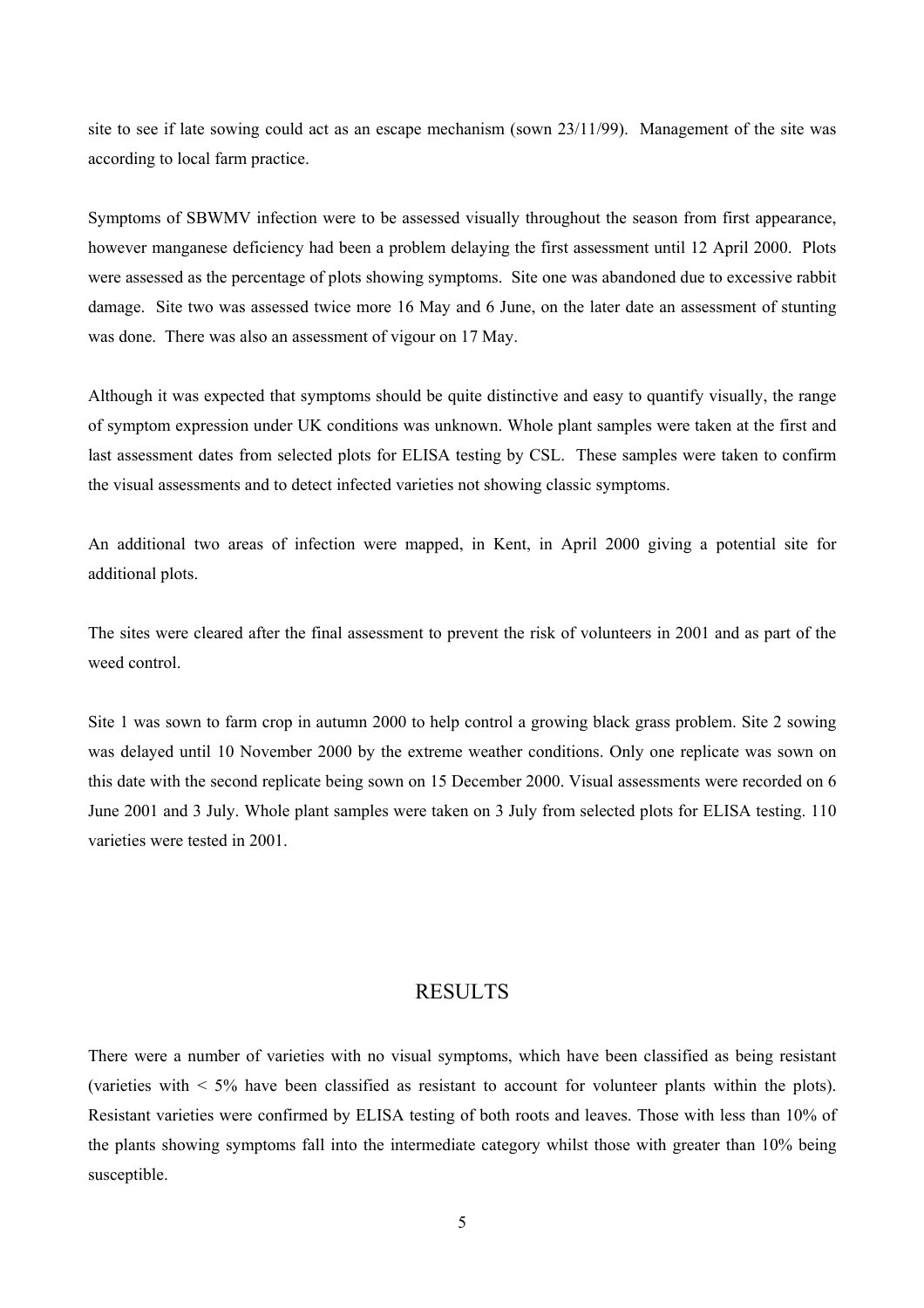site to see if late sowing could act as an escape mechanism (sown 23/11/99). Management of the site was according to local farm practice.

Symptoms of SBWMV infection were to be assessed visually throughout the season from first appearance, however manganese deficiency had been a problem delaying the first assessment until 12 April 2000. Plots were assessed as the percentage of plots showing symptoms. Site one was abandoned due to excessive rabbit damage. Site two was assessed twice more 16 May and 6 June, on the later date an assessment of stunting was done. There was also an assessment of vigour on 17 May.

Although it was expected that symptoms should be quite distinctive and easy to quantify visually, the range of symptom expression under UK conditions was unknown. Whole plant samples were taken at the first and last assessment dates from selected plots for ELISA testing by CSL. These samples were taken to confirm the visual assessments and to detect infected varieties not showing classic symptoms.

An additional two areas of infection were mapped, in Kent, in April 2000 giving a potential site for additional plots.

The sites were cleared after the final assessment to prevent the risk of volunteers in 2001 and as part of the weed control.

Site 1 was sown to farm crop in autumn 2000 to help control a growing black grass problem. Site 2 sowing was delayed until 10 November 2000 by the extreme weather conditions. Only one replicate was sown on this date with the second replicate being sown on 15 December 2000. Visual assessments were recorded on 6 June 2001 and 3 July. Whole plant samples were taken on 3 July from selected plots for ELISA testing. 110 varieties were tested in 2001.

# RESULTS

There were a number of varieties with no visual symptoms, which have been classified as being resistant (varieties with < 5% have been classified as resistant to account for volunteer plants within the plots). Resistant varieties were confirmed by ELISA testing of both roots and leaves. Those with less than 10% of the plants showing symptoms fall into the intermediate category whilst those with greater than 10% being susceptible.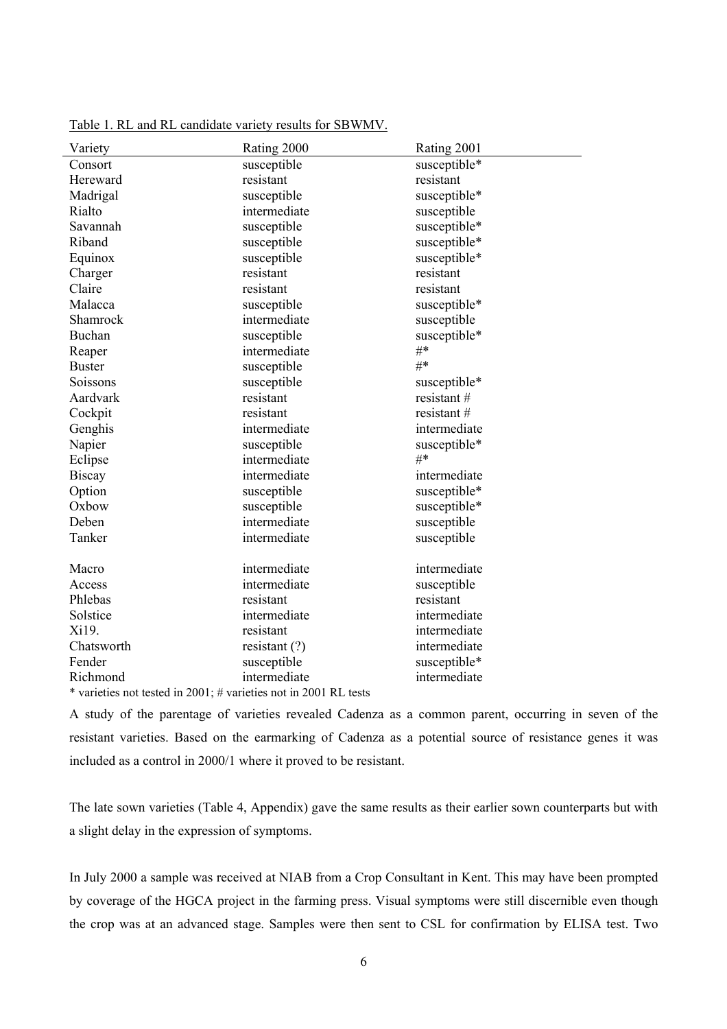Table 1. RL and RL candidate variety results for SBWMV.

| Variety | Rating 2000 | Rating 2001 |
|---|---|---|
| Consort | susceptible | susceptible* |
| Hereward | resistant | resistant |
| Madrigal | susceptible | susceptible* |
| Rialto | intermediate | susceptible |
| Savannah | susceptible | susceptible* |
| Riband | susceptible | susceptible* |
| Equinox | susceptible | susceptible* |
| Charger | resistant | resistant |
| Claire | resistant | resistant |
| Malacca | susceptible | susceptible* |
| Shamrock | intermediate | susceptible |
| Buchan | susceptible | susceptible* |
| Reaper | intermediate | #* |
| Buster | susceptible | #* |
| Soissons | susceptible | susceptible* |
| Aardvark | resistant | resistant # |
| Cockpit | resistant | resistant # |
| Genghis | intermediate | intermediate |
| Napier | susceptible | susceptible* |
| Eclipse | intermediate | #* |
| Biscay | intermediate | intermediate |
| Option | susceptible | susceptible* |
| Oxbow | susceptible | susceptible* |
| Deben | intermediate | susceptible |
| Tanker | intermediate | susceptible |
| | | |
| Macro | intermediate | intermediate |
| Access | intermediate | susceptible |
| Phlebas | resistant | resistant |
| Solstice | intermediate | intermediate |
| Xi19. | resistant | intermediate |
| Chatsworth | resistant (?) | intermediate |
| Fender | susceptible | susceptible* |
| Richmond | intermediate | intermediate |

\* varieties not tested in 2001; # varieties not in 2001 RL tests

A study of the parentage of varieties revealed Cadenza as a common parent, occurring in seven of the resistant varieties. Based on the earmarking of Cadenza as a potential source of resistance genes it was included as a control in 2000/1 where it proved to be resistant.

The late sown varieties (Table 4, Appendix) gave the same results as their earlier sown counterparts but with a slight delay in the expression of symptoms.

In July 2000 a sample was received at NIAB from a Crop Consultant in Kent. This may have been prompted by coverage of the HGCA project in the farming press. Visual symptoms were still discernible even though the crop was at an advanced stage. Samples were then sent to CSL for confirmation by ELISA test. Two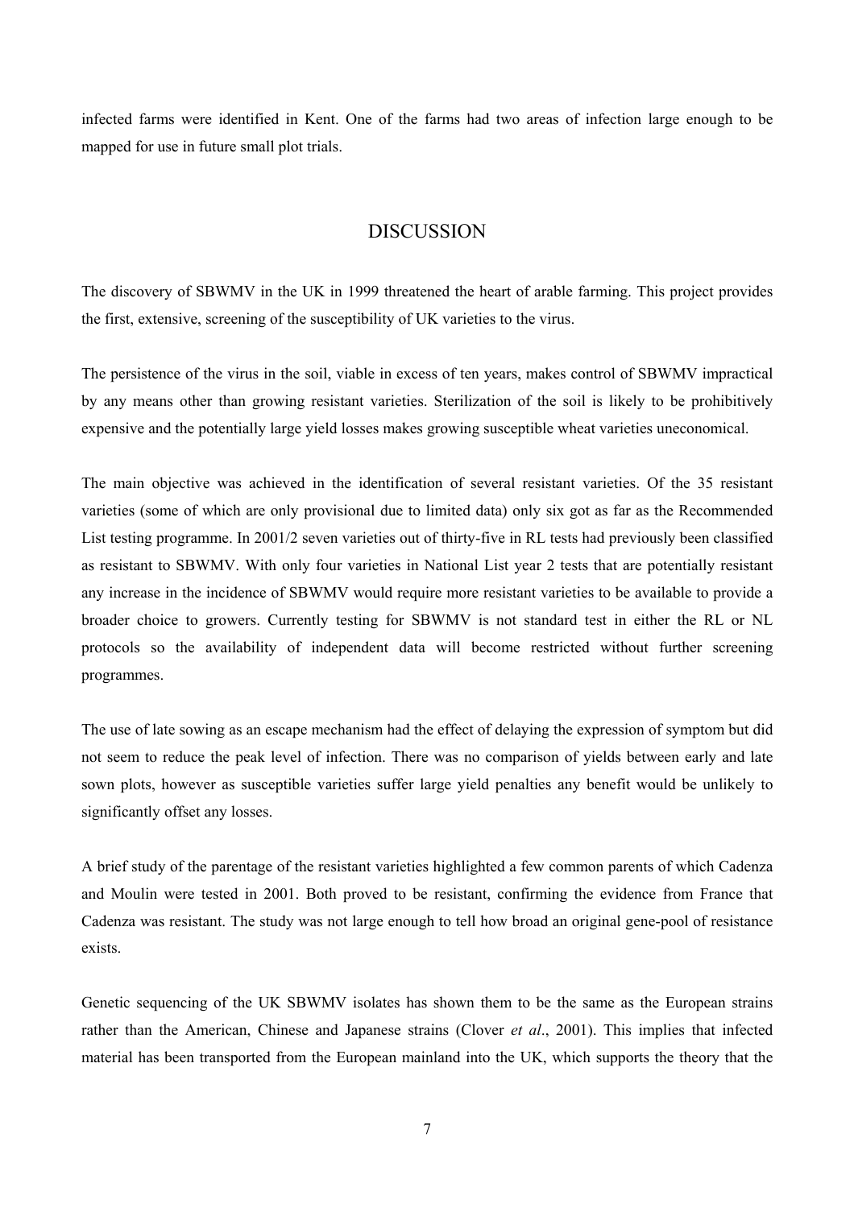infected farms were identified in Kent. One of the farms had two areas of infection large enough to be mapped for use in future small plot trials.

# DISCUSSION

The discovery of SBWMV in the UK in 1999 threatened the heart of arable farming. This project provides the first, extensive, screening of the susceptibility of UK varieties to the virus.

The persistence of the virus in the soil, viable in excess of ten years, makes control of SBWMV impractical by any means other than growing resistant varieties. Sterilization of the soil is likely to be prohibitively expensive and the potentially large yield losses makes growing susceptible wheat varieties uneconomical.

The main objective was achieved in the identification of several resistant varieties. Of the 35 resistant varieties (some of which are only provisional due to limited data) only six got as far as the Recommended List testing programme. In 2001/2 seven varieties out of thirty-five in RL tests had previously been classified as resistant to SBWMV. With only four varieties in National List year 2 tests that are potentially resistant any increase in the incidence of SBWMV would require more resistant varieties to be available to provide a broader choice to growers. Currently testing for SBWMV is not standard test in either the RL or NL protocols so the availability of independent data will become restricted without further screening programmes.

The use of late sowing as an escape mechanism had the effect of delaying the expression of symptom but did not seem to reduce the peak level of infection. There was no comparison of yields between early and late sown plots, however as susceptible varieties suffer large yield penalties any benefit would be unlikely to significantly offset any losses.

A brief study of the parentage of the resistant varieties highlighted a few common parents of which Cadenza and Moulin were tested in 2001. Both proved to be resistant, confirming the evidence from France that Cadenza was resistant. The study was not large enough to tell how broad an original gene-pool of resistance exists.

Genetic sequencing of the UK SBWMV isolates has shown them to be the same as the European strains rather than the American, Chinese and Japanese strains (Clover *et al*., 2001). This implies that infected material has been transported from the European mainland into the UK, which supports the theory that the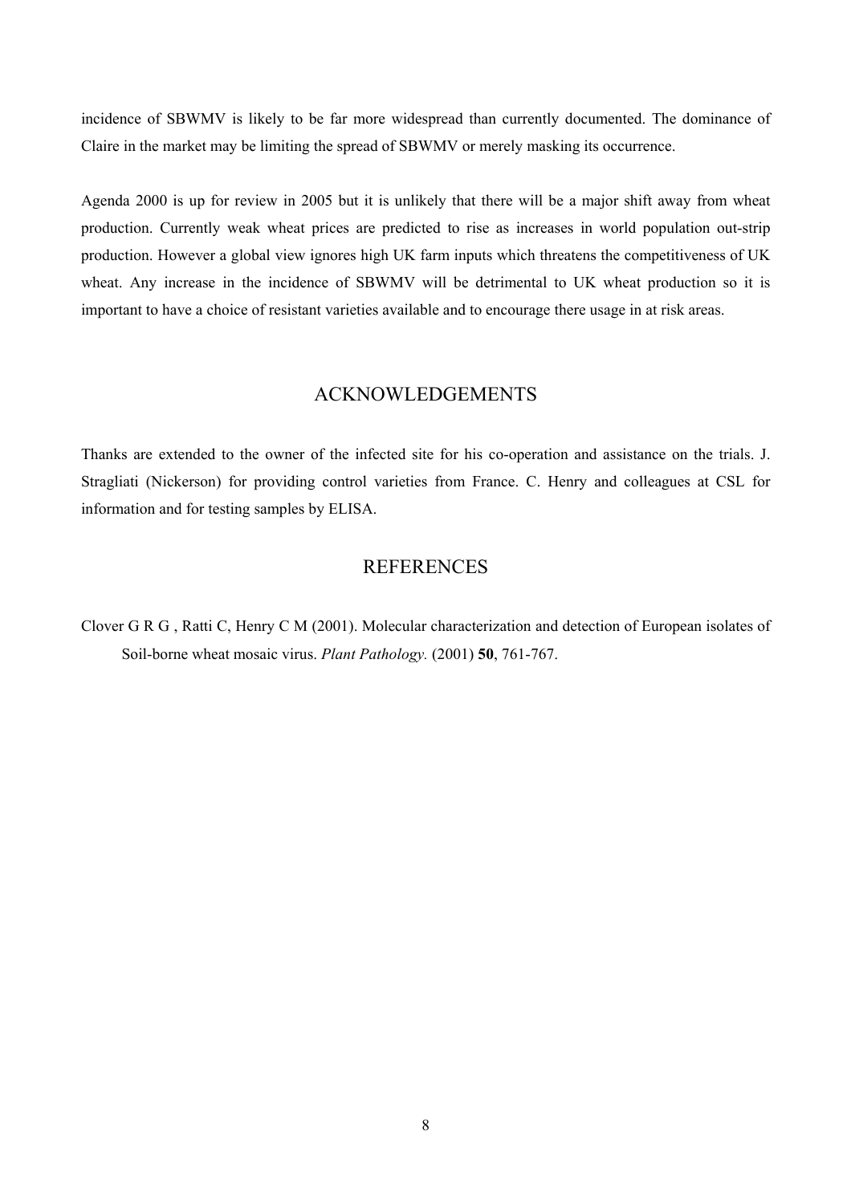incidence of SBWMV is likely to be far more widespread than currently documented. The dominance of Claire in the market may be limiting the spread of SBWMV or merely masking its occurrence.

Agenda 2000 is up for review in 2005 but it is unlikely that there will be a major shift away from wheat production. Currently weak wheat prices are predicted to rise as increases in world population out-strip production. However a global view ignores high UK farm inputs which threatens the competitiveness of UK wheat. Any increase in the incidence of SBWMV will be detrimental to UK wheat production so it is important to have a choice of resistant varieties available and to encourage there usage in at risk areas.

## ACKNOWLEDGEMENTS

Thanks are extended to the owner of the infected site for his co-operation and assistance on the trials. J. Stragliati (Nickerson) for providing control varieties from France. C. Henry and colleagues at CSL for information and for testing samples by ELISA.

## REFERENCES

Clover G R G , Ratti C, Henry C M (2001). Molecular characterization and detection of European isolates of Soil-borne wheat mosaic virus. *Plant Pathology.* (2001) **50**, 761-767.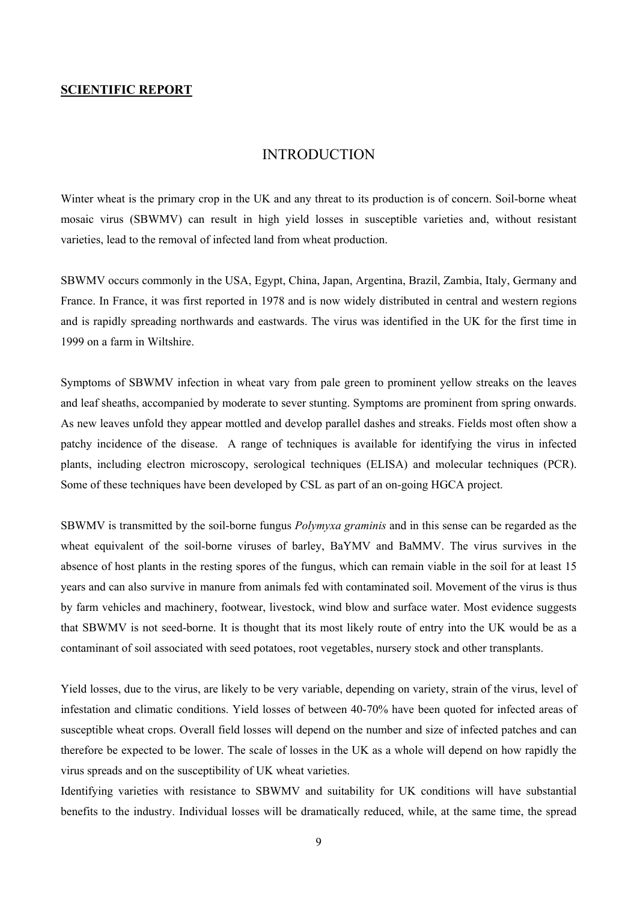**SCIENTIFIC REPORT**

# INTRODUCTION

Winter wheat is the primary crop in the UK and any threat to its production is of concern. Soil-borne wheat mosaic virus (SBWMV) can result in high yield losses in susceptible varieties and, without resistant varieties, lead to the removal of infected land from wheat production.

SBWMV occurs commonly in the USA, Egypt, China, Japan, Argentina, Brazil, Zambia, Italy, Germany and France. In France, it was first reported in 1978 and is now widely distributed in central and western regions and is rapidly spreading northwards and eastwards. The virus was identified in the UK for the first time in 1999 on a farm in Wiltshire.

Symptoms of SBWMV infection in wheat vary from pale green to prominent yellow streaks on the leaves and leaf sheaths, accompanied by moderate to sever stunting. Symptoms are prominent from spring onwards. As new leaves unfold they appear mottled and develop parallel dashes and streaks. Fields most often show a patchy incidence of the disease. A range of techniques is available for identifying the virus in infected plants, including electron microscopy, serological techniques (ELISA) and molecular techniques (PCR). Some of these techniques have been developed by CSL as part of an on-going HGCA project.

SBWMV is transmitted by the soil-borne fungus *Polymyxa graminis* and in this sense can be regarded as the wheat equivalent of the soil-borne viruses of barley, BaYMV and BaMMV. The virus survives in the absence of host plants in the resting spores of the fungus, which can remain viable in the soil for at least 15 years and can also survive in manure from animals fed with contaminated soil. Movement of the virus is thus by farm vehicles and machinery, footwear, livestock, wind blow and surface water. Most evidence suggests that SBWMV is not seed-borne. It is thought that its most likely route of entry into the UK would be as a contaminant of soil associated with seed potatoes, root vegetables, nursery stock and other transplants.

Yield losses, due to the virus, are likely to be very variable, depending on variety, strain of the virus, level of infestation and climatic conditions. Yield losses of between 40-70% have been quoted for infected areas of susceptible wheat crops. Overall field losses will depend on the number and size of infected patches and can therefore be expected to be lower. The scale of losses in the UK as a whole will depend on how rapidly the virus spreads and on the susceptibility of UK wheat varieties.

Identifying varieties with resistance to SBWMV and suitability for UK conditions will have substantial benefits to the industry. Individual losses will be dramatically reduced, while, at the same time, the spread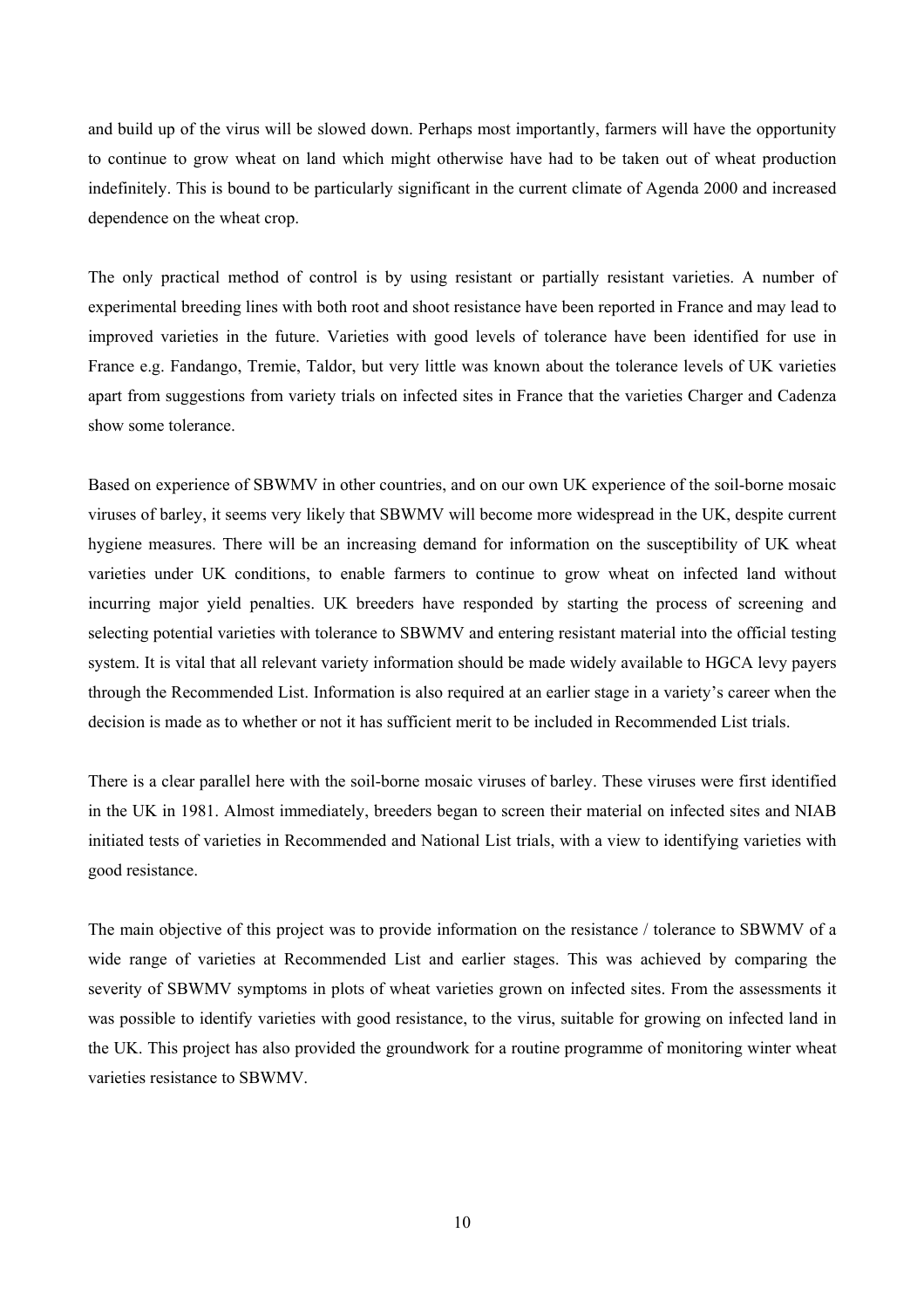and build up of the virus will be slowed down. Perhaps most importantly, farmers will have the opportunity to continue to grow wheat on land which might otherwise have had to be taken out of wheat production indefinitely. This is bound to be particularly significant in the current climate of Agenda 2000 and increased dependence on the wheat crop.

The only practical method of control is by using resistant or partially resistant varieties. A number of experimental breeding lines with both root and shoot resistance have been reported in France and may lead to improved varieties in the future. Varieties with good levels of tolerance have been identified for use in France e.g. Fandango, Tremie, Taldor, but very little was known about the tolerance levels of UK varieties apart from suggestions from variety trials on infected sites in France that the varieties Charger and Cadenza show some tolerance.

Based on experience of SBWMV in other countries, and on our own UK experience of the soil-borne mosaic viruses of barley, it seems very likely that SBWMV will become more widespread in the UK, despite current hygiene measures. There will be an increasing demand for information on the susceptibility of UK wheat varieties under UK conditions, to enable farmers to continue to grow wheat on infected land without incurring major yield penalties. UK breeders have responded by starting the process of screening and selecting potential varieties with tolerance to SBWMV and entering resistant material into the official testing system. It is vital that all relevant variety information should be made widely available to HGCA levy payers through the Recommended List. Information is also required at an earlier stage in a variety's career when the decision is made as to whether or not it has sufficient merit to be included in Recommended List trials.

There is a clear parallel here with the soil-borne mosaic viruses of barley. These viruses were first identified in the UK in 1981. Almost immediately, breeders began to screen their material on infected sites and NIAB initiated tests of varieties in Recommended and National List trials, with a view to identifying varieties with good resistance.

The main objective of this project was to provide information on the resistance / tolerance to SBWMV of a wide range of varieties at Recommended List and earlier stages. This was achieved by comparing the severity of SBWMV symptoms in plots of wheat varieties grown on infected sites. From the assessments it was possible to identify varieties with good resistance, to the virus, suitable for growing on infected land in the UK. This project has also provided the groundwork for a routine programme of monitoring winter wheat varieties resistance to SBWMV.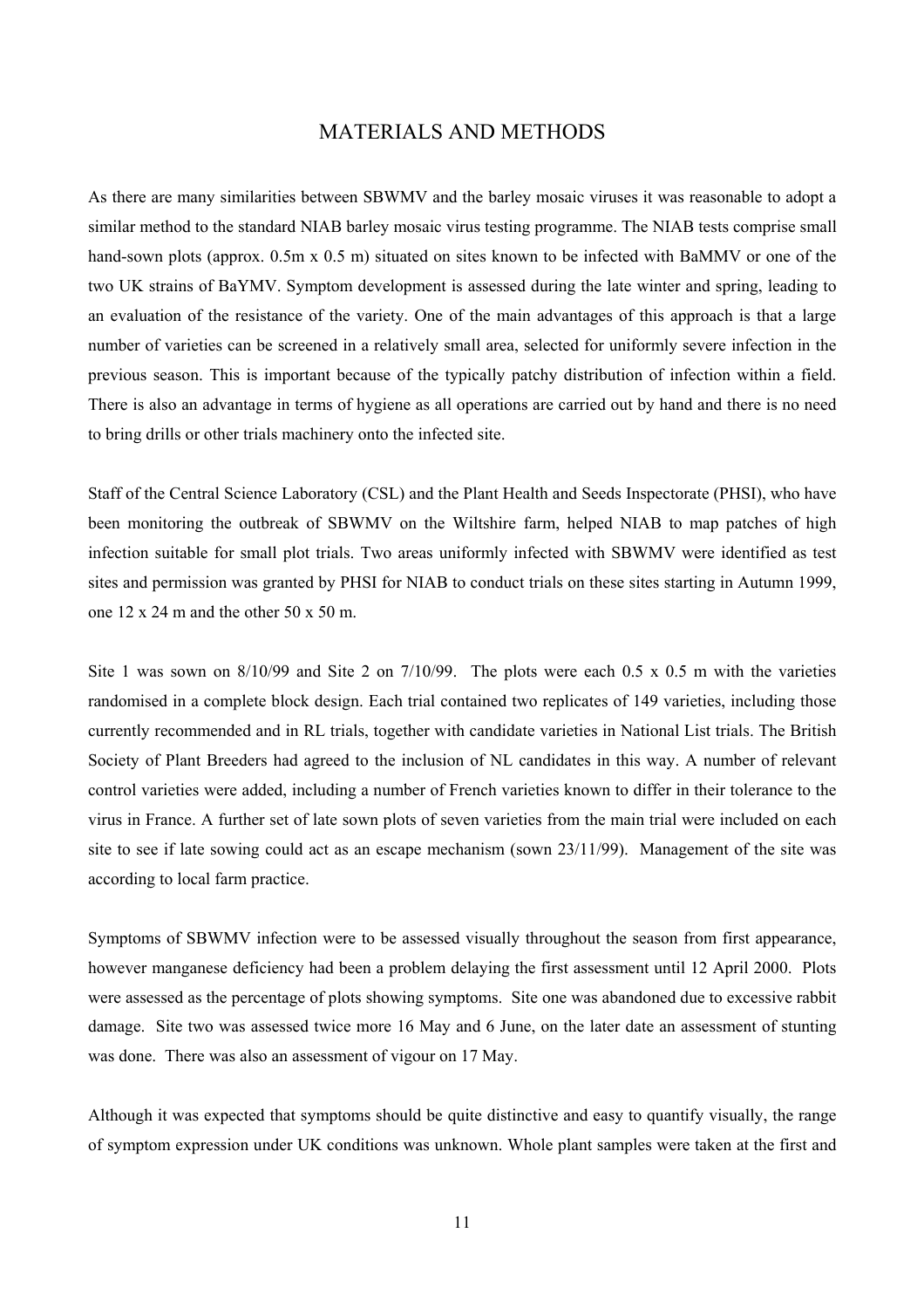# MATERIALS AND METHODS

As there are many similarities between SBWMV and the barley mosaic viruses it was reasonable to adopt a similar method to the standard NIAB barley mosaic virus testing programme. The NIAB tests comprise small hand-sown plots (approx. 0.5m x 0.5 m) situated on sites known to be infected with BaMMV or one of the two UK strains of BaYMV. Symptom development is assessed during the late winter and spring, leading to an evaluation of the resistance of the variety. One of the main advantages of this approach is that a large number of varieties can be screened in a relatively small area, selected for uniformly severe infection in the previous season. This is important because of the typically patchy distribution of infection within a field. There is also an advantage in terms of hygiene as all operations are carried out by hand and there is no need to bring drills or other trials machinery onto the infected site.

Staff of the Central Science Laboratory (CSL) and the Plant Health and Seeds Inspectorate (PHSI), who have been monitoring the outbreak of SBWMV on the Wiltshire farm, helped NIAB to map patches of high infection suitable for small plot trials. Two areas uniformly infected with SBWMV were identified as test sites and permission was granted by PHSI for NIAB to conduct trials on these sites starting in Autumn 1999, one 12 x 24 m and the other 50 x 50 m.

Site 1 was sown on 8/10/99 and Site 2 on 7/10/99. The plots were each 0.5 x 0.5 m with the varieties randomised in a complete block design. Each trial contained two replicates of 149 varieties, including those currently recommended and in RL trials, together with candidate varieties in National List trials. The British Society of Plant Breeders had agreed to the inclusion of NL candidates in this way. A number of relevant control varieties were added, including a number of French varieties known to differ in their tolerance to the virus in France. A further set of late sown plots of seven varieties from the main trial were included on each site to see if late sowing could act as an escape mechanism (sown 23/11/99). Management of the site was according to local farm practice.

Symptoms of SBWMV infection were to be assessed visually throughout the season from first appearance, however manganese deficiency had been a problem delaying the first assessment until 12 April 2000. Plots were assessed as the percentage of plots showing symptoms. Site one was abandoned due to excessive rabbit damage. Site two was assessed twice more 16 May and 6 June, on the later date an assessment of stunting was done. There was also an assessment of vigour on 17 May.

Although it was expected that symptoms should be quite distinctive and easy to quantify visually, the range of symptom expression under UK conditions was unknown. Whole plant samples were taken at the first and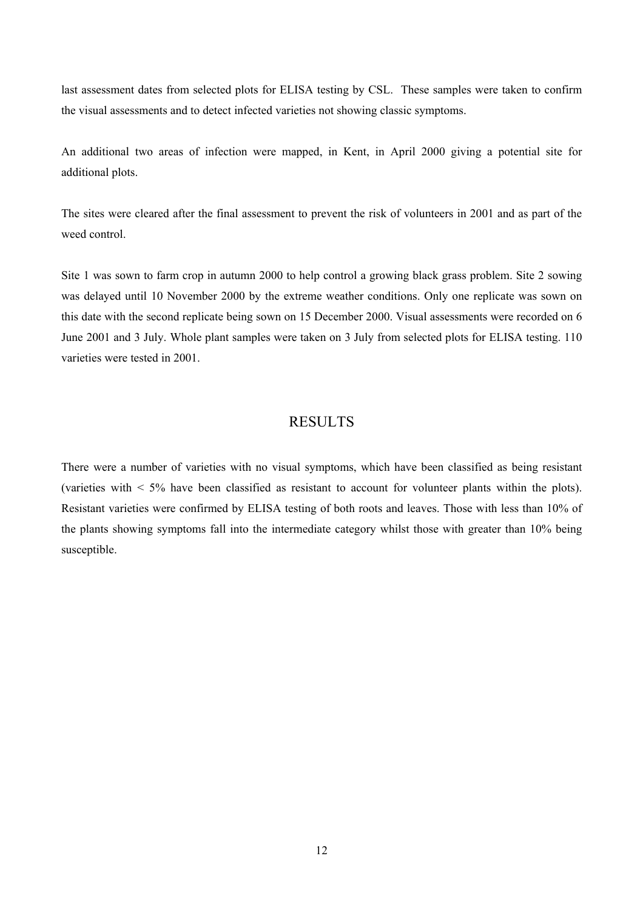last assessment dates from selected plots for ELISA testing by CSL. These samples were taken to confirm the visual assessments and to detect infected varieties not showing classic symptoms.

An additional two areas of infection were mapped, in Kent, in April 2000 giving a potential site for additional plots.

The sites were cleared after the final assessment to prevent the risk of volunteers in 2001 and as part of the weed control.

Site 1 was sown to farm crop in autumn 2000 to help control a growing black grass problem. Site 2 sowing was delayed until 10 November 2000 by the extreme weather conditions. Only one replicate was sown on this date with the second replicate being sown on 15 December 2000. Visual assessments were recorded on 6 June 2001 and 3 July. Whole plant samples were taken on 3 July from selected plots for ELISA testing. 110 varieties were tested in 2001.

## RESULTS

There were a number of varieties with no visual symptoms, which have been classified as being resistant (varieties with < 5% have been classified as resistant to account for volunteer plants within the plots). Resistant varieties were confirmed by ELISA testing of both roots and leaves. Those with less than 10% of the plants showing symptoms fall into the intermediate category whilst those with greater than 10% being susceptible.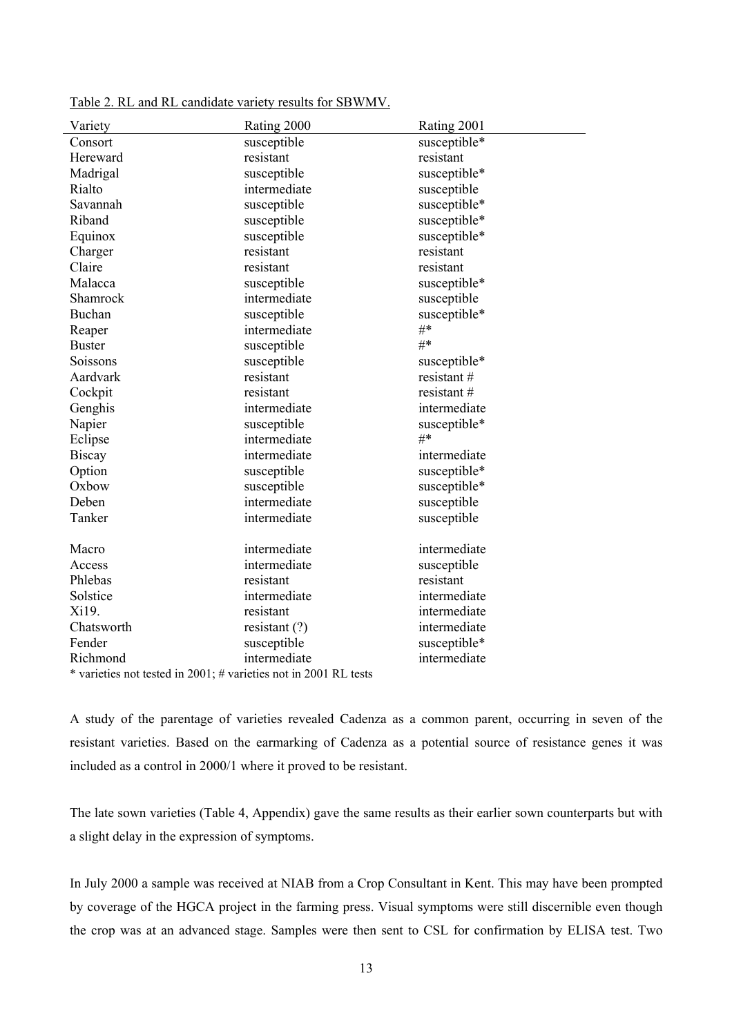Table 2. RL and RL candidate variety results for SBWMV.

| Variety | Rating 2000 | Rating 2001 |
|---|---|---|
| Consort | susceptible | susceptible* |
| Hereward | resistant | resistant |
| Madrigal | susceptible | susceptible* |
| Rialto | intermediate | susceptible |
| Savannah | susceptible | susceptible* |
| Riband | susceptible | susceptible* |
| Equinox | susceptible | susceptible* |
| Charger | resistant | resistant |
| Claire | resistant | resistant |
| Malacca | susceptible | susceptible* |
| Shamrock | intermediate | susceptible |
| Buchan | susceptible | susceptible* |
| Reaper | intermediate | #* |
| Buster | susceptible | #* |
| Soissons | susceptible | susceptible* |
| Aardvark | resistant | resistant # |
| Cockpit | resistant | resistant # |
| Genghis | intermediate | intermediate |
| Napier | susceptible | susceptible* |
| Eclipse | intermediate | #* |
| Biscay | intermediate | intermediate |
| Option | susceptible | susceptible* |
| Oxbow | susceptible | susceptible* |
| Deben | intermediate | susceptible |
| Tanker | intermediate | susceptible |
| Macro | intermediate | intermediate |
| Access | intermediate | susceptible |
| Phlebas | resistant | resistant |
| Solstice | intermediate | intermediate |
| Xi19. | resistant | intermediate |
| Chatsworth | resistant (?) | intermediate |
| Fender | susceptible | susceptible* |
| Richmond | intermediate | intermediate |

* varieties not tested in 2001; # varieties not in 2001 RL tests

A study of the parentage of varieties revealed Cadenza as a common parent, occurring in seven of the resistant varieties. Based on the earmarking of Cadenza as a potential source of resistance genes it was included as a control in 2000/1 where it proved to be resistant.

The late sown varieties (Table 4, Appendix) gave the same results as their earlier sown counterparts but with a slight delay in the expression of symptoms.

In July 2000 a sample was received at NIAB from a Crop Consultant in Kent. This may have been prompted by coverage of the HGCA project in the farming press. Visual symptoms were still discernible even though the crop was at an advanced stage. Samples were then sent to CSL for confirmation by ELISA test. Two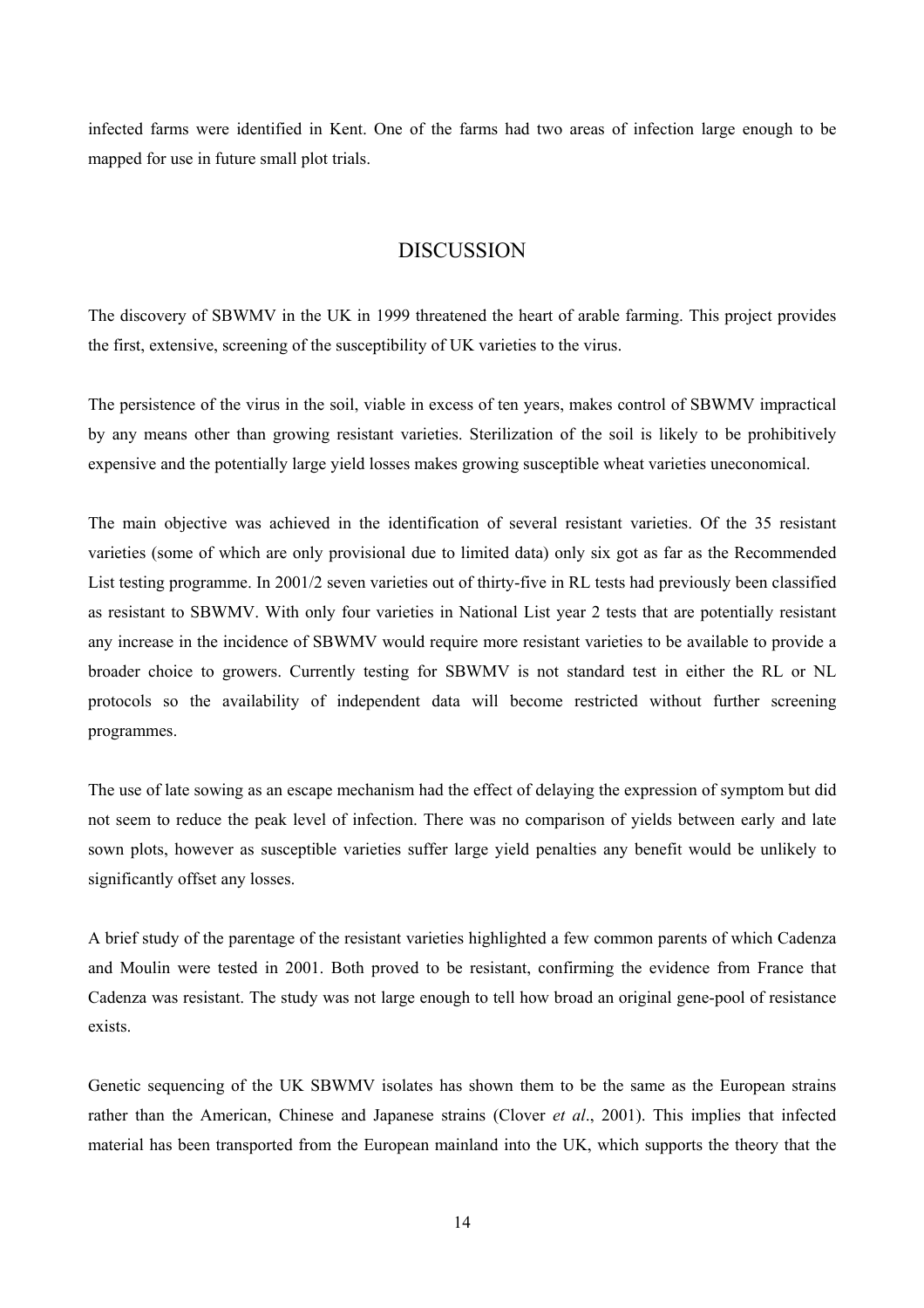infected farms were identified in Kent. One of the farms had two areas of infection large enough to be mapped for use in future small plot trials.

## DISCUSSION

The discovery of SBWMV in the UK in 1999 threatened the heart of arable farming. This project provides the first, extensive, screening of the susceptibility of UK varieties to the virus.

The persistence of the virus in the soil, viable in excess of ten years, makes control of SBWMV impractical by any means other than growing resistant varieties. Sterilization of the soil is likely to be prohibitively expensive and the potentially large yield losses makes growing susceptible wheat varieties uneconomical.

The main objective was achieved in the identification of several resistant varieties. Of the 35 resistant varieties (some of which are only provisional due to limited data) only six got as far as the Recommended List testing programme. In 2001/2 seven varieties out of thirty-five in RL tests had previously been classified as resistant to SBWMV. With only four varieties in National List year 2 tests that are potentially resistant any increase in the incidence of SBWMV would require more resistant varieties to be available to provide a broader choice to growers. Currently testing for SBWMV is not standard test in either the RL or NL protocols so the availability of independent data will become restricted without further screening programmes.

The use of late sowing as an escape mechanism had the effect of delaying the expression of symptom but did not seem to reduce the peak level of infection. There was no comparison of yields between early and late sown plots, however as susceptible varieties suffer large yield penalties any benefit would be unlikely to significantly offset any losses.

A brief study of the parentage of the resistant varieties highlighted a few common parents of which Cadenza and Moulin were tested in 2001. Both proved to be resistant, confirming the evidence from France that Cadenza was resistant. The study was not large enough to tell how broad an original gene-pool of resistance exists.

Genetic sequencing of the UK SBWMV isolates has shown them to be the same as the European strains rather than the American, Chinese and Japanese strains (Clover *et al*., 2001). This implies that infected material has been transported from the European mainland into the UK, which supports the theory that the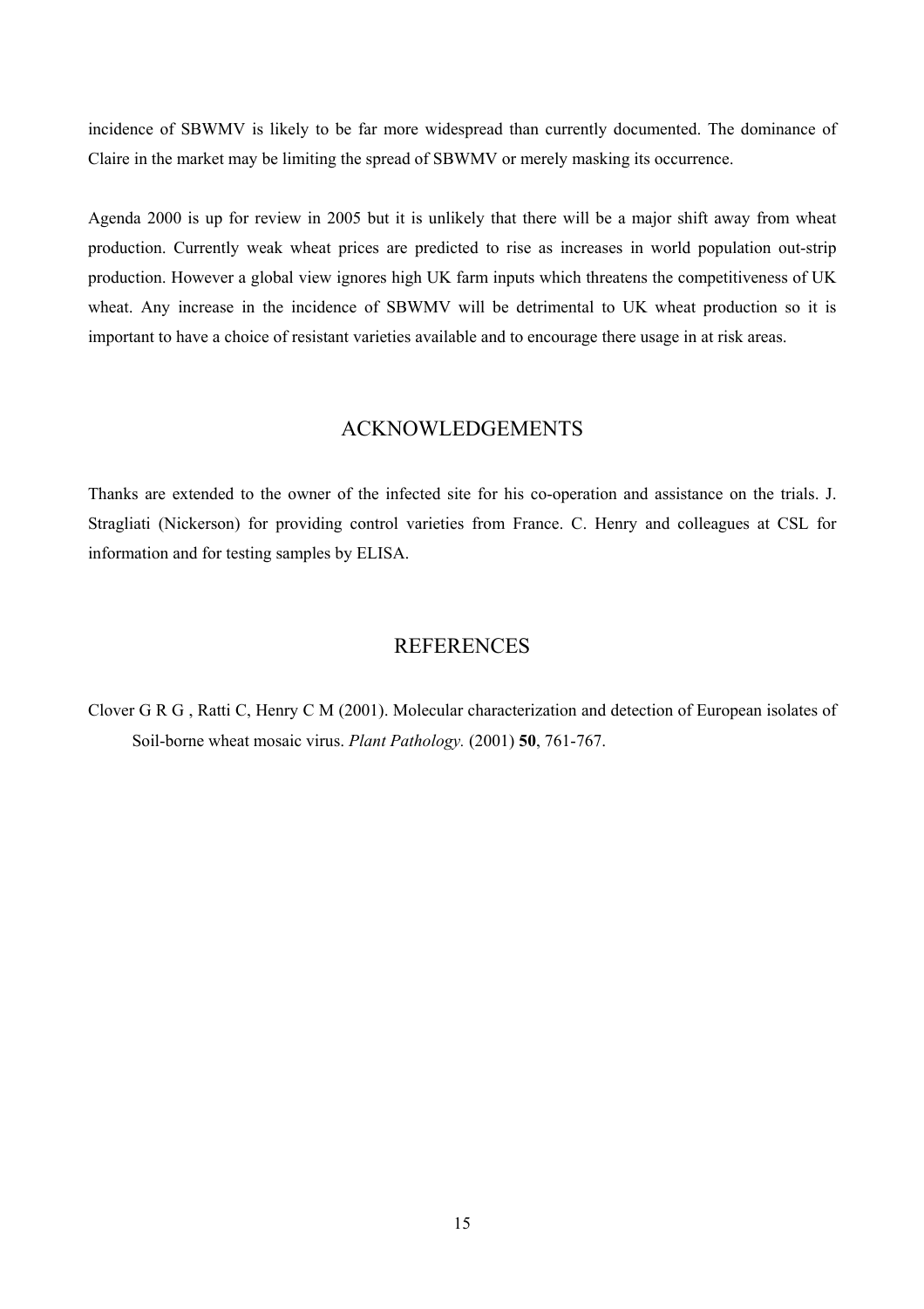incidence of SBWMV is likely to be far more widespread than currently documented. The dominance of Claire in the market may be limiting the spread of SBWMV or merely masking its occurrence.

Agenda 2000 is up for review in 2005 but it is unlikely that there will be a major shift away from wheat production. Currently weak wheat prices are predicted to rise as increases in world population out-strip production. However a global view ignores high UK farm inputs which threatens the competitiveness of UK wheat. Any increase in the incidence of SBWMV will be detrimental to UK wheat production so it is important to have a choice of resistant varieties available and to encourage there usage in at risk areas.

## ACKNOWLEDGEMENTS

Thanks are extended to the owner of the infected site for his co-operation and assistance on the trials. J. Stragliati (Nickerson) for providing control varieties from France. C. Henry and colleagues at CSL for information and for testing samples by ELISA.

## REFERENCES

Clover G R G , Ratti C, Henry C M (2001). Molecular characterization and detection of European isolates of Soil-borne wheat mosaic virus. *Plant Pathology.* (2001) **50**, 761-767.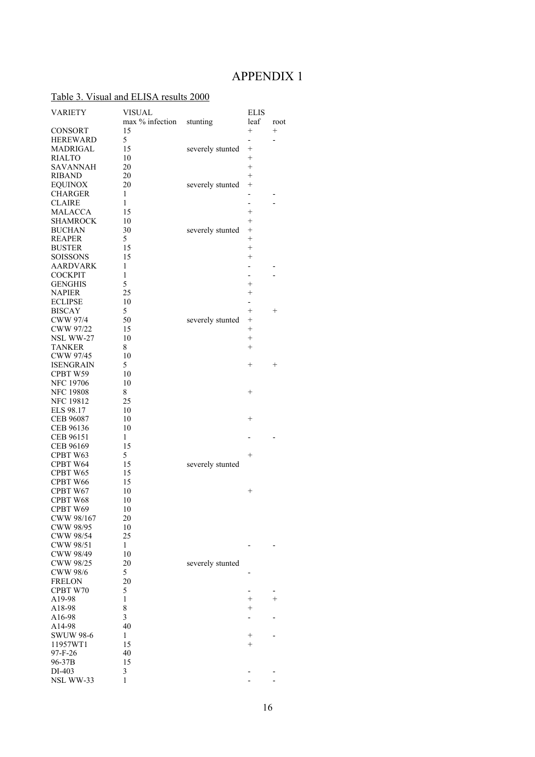# APPENDIX 1

Table 3. Visual and ELISA results 2000

| VARIETY | VISUAL | | ELIS | |
|---|---|---|---|---|
| | max % infection | stunting | leaf | root |
| CONSORT | 15 | | + | + |
| HEREWARD | 5 | | - | - |
| MADRIGAL | 15 | severely stunted | + | |
| RIALTO | 10 | | + | |
| SAVANNAH | 20 | | + | |
| RIBAND | 20 | | + | |
| EQUINOX | 20 | severely stunted | + | |
| CHARGER | 1 | | - | - |
| CLAIRE | 1 | | - | - |
| MALACCA | 15 | | + | |
| SHAMROCK | 10 | | + | |
| BUCHAN | 30 | severely stunted | + | |
| REAPER | 5 | | + | |
| BUSTER | 15 | | + | |
| SOISSONS | 15 | | + | |
| AARDVARK | 1 | | - | - |
| COCKPIT | 1 | | - | - |
| GENGHIS | 5 | | + | |
| NAPIER | 25 | | + | |
| ECLIPSE | 10 | | - | |
| BISCAY | 5 | | + | + |
| CWW 97/4 | 50 | severely stunted | + | |
| CWW 97/22 | 15 | | + | |
| NSL WW-27 | 10 | | + | |
| TANKER | 8 | | + | |
| CWW 97/45 | 10 | | | |
| ISENGRAIN | 5 | | + | + |
| CPBT W59 | 10 | | | |
| NFC 19706 | 10 | | | |
| NFC 19808 | 8 | | + | |
| NFC 19812 | 25 | | | |
| ELS 98.17 | 10 | | | |
| CEB 96087 | 10 | | + | |
| CEB 96136 | 10 | | | |
| CEB 96151 | 1 | | - | - |
| CEB 96169 | 15 | | | |
| CPBT W63 | 5 | | + | |
| CPBT W64 | 15 | severely stunted | | |
| CPBT W65 | 15 | | | |
| CPBT W66 | 15 | | | |
| CPBT W67 | 10 | | + | |
| CPBT W68 | 10 | | | |
| CPBT W69 | 10 | | | |
| CWW 98/167 | 20 | | | |
| CWW 98/95 | 10 | | | |
| CWW 98/54 | 25 | | | |
| CWW 98/51 | 1 | | - | - |
| CWW 98/49 | 10 | | | |
| CWW 98/25 | 20 | severely stunted | | |
| CWW 98/6 | 5 | | - | |
| FRELON | 20 | | | |
| CPBT W70 | 5 | | - | - |
| A19-98 | 1 | | + | + |
| A18-98 | 8 | | + | |
| A16-98 | 3 | | - | - |
| A14-98 | 40 | | | |
| SWUW 98-6 | 1 | | + | - |
| 11957WT1 | 15 | | + | |
| 97-F-26 | 40 | | | |
| 96-37B | 15 | | | |
| DI-403 | 3 | | - | - |
| NSL WW-33 | 1 | | - | - |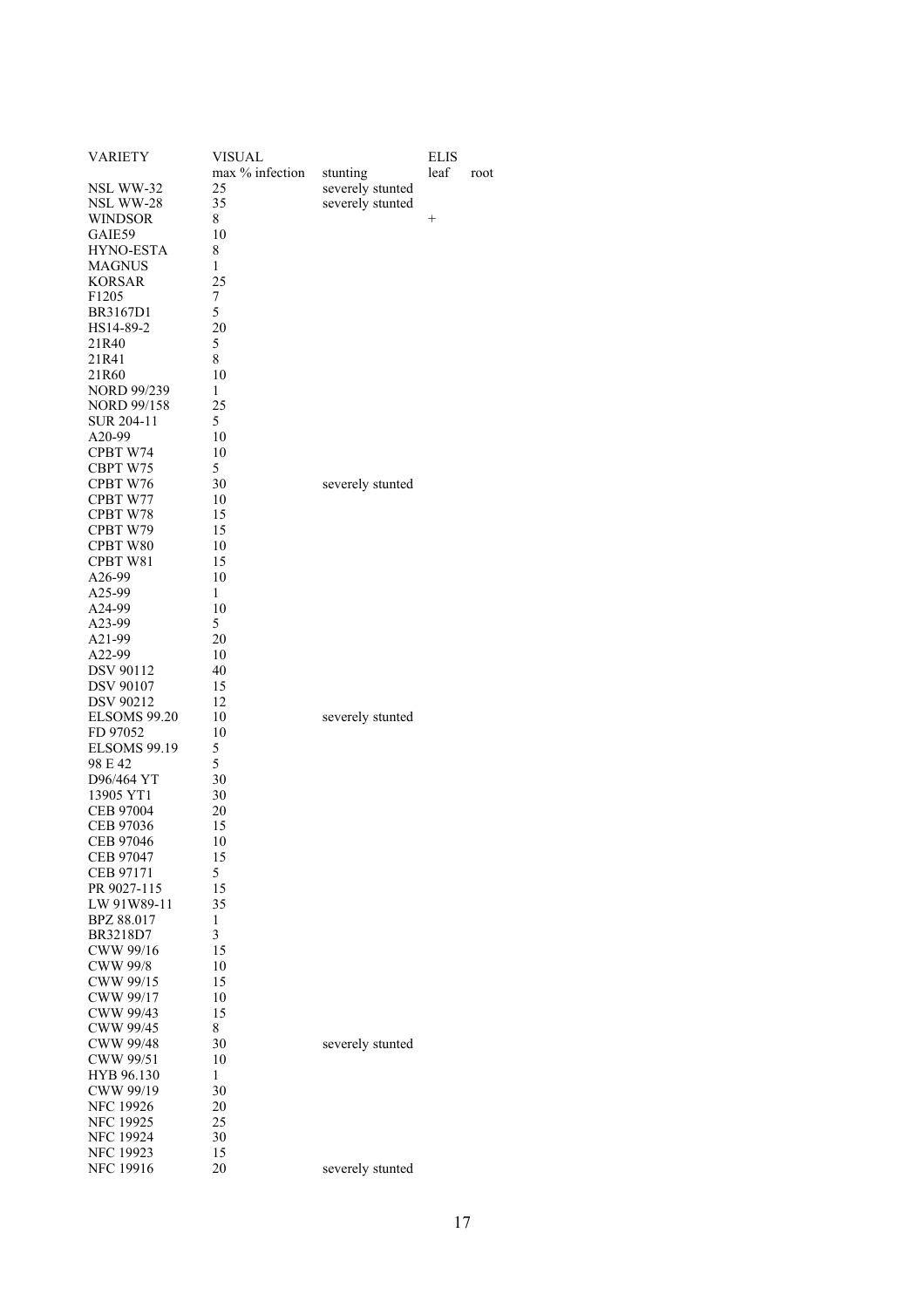| VARIETY | VISUAL | | ELIS | |
|---|---|---|---|---|
| | max % infection | stunting | leaf | root |
| NSL WW-32 | 25 | severely stunted | | |
| NSL WW-28 | 35 | severely stunted | | |
| WINDSOR | 8 | | + | |
| GAIE59 | 10 | | | |
| HYNO-ESTA | 8 | | | |
| MAGNUS | 1 | | | |
| KORSAR | 25 | | | |
| F1205 | 7 | | | |
| BR3167D1 | 5 | | | |
| HS14-89-2 | 20 | | | |
| 21R40 | 5 | | | |
| 21R41 | 8 | | | |
| 21R60 | 10 | | | |
| NORD 99/239 | 1 | | | |
| NORD 99/158 | 25 | | | |
| SUR 204-11 | 5 | | | |
| A20-99 | 10 | | | |
| CPBT W74 | 10 | | | |
| CBPT W75 | 5 | | | |
| CPBT W76 | 30 | severely stunted | | |
| CPBT W77 | 10 | | | |
| CPBT W78 | 15 | | | |
| CPBT W79 | 15 | | | |
| CPBT W80 | 10 | | | |
| CPBT W81 | 15 | | | |
| A26-99 | 10 | | | |
| A25-99 | 1 | | | |
| A24-99 | 10 | | | |
| A23-99 | 5 | | | |
| A21-99 | 20 | | | |
| A22-99 | 10 | | | |
| DSV 90112 | 40 | | | |
| DSV 90107 | 15 | | | |
| DSV 90212 | 12 | | | |
| ELSOMS 99.20 | 10 | severely stunted | | |
| FD 97052 | 10 | | | |
| ELSOMS 99.19 | 5 | | | |
| 98 E 42 | 5 | | | |
| D96/464 YT | 30 | | | |
| 13905 YT1 | 30 | | | |
| CEB 97004 | 20 | | | |
| CEB 97036 | 15 | | | |
| CEB 97046 | 10 | | | |
| CEB 97047 | 15 | | | |
| CEB 97171 | 5 | | | |
| PR 9027-115 | 15 | | | |
| LW 91W89-11 | 35 | | | |
| BPZ 88.017 | 1 | | | |
| BR3218D7 | 3 | | | |
| CWW 99/16 | 15 | | | |
| CWW 99/8 | 10 | | | |
| CWW 99/15 | 15 | | | |
| CWW 99/17 | 10 | | | |
| CWW 99/43 | 15 | | | |
| CWW 99/45 | 8 | | | |
| CWW 99/48 | 30 | severely stunted | | |
| CWW 99/51 | 10 | | | |
| HYB 96.130 | 1 | | | |
| CWW 99/19 | 30 | | | |
| NFC 19926 | 20 | | | |
| NFC 19925 | 25 | | | |
| NFC 19924 | 30 | | | |
| NFC 19923 | 15 | | | |
| NFC 19916 | 20 | severely stunted | | |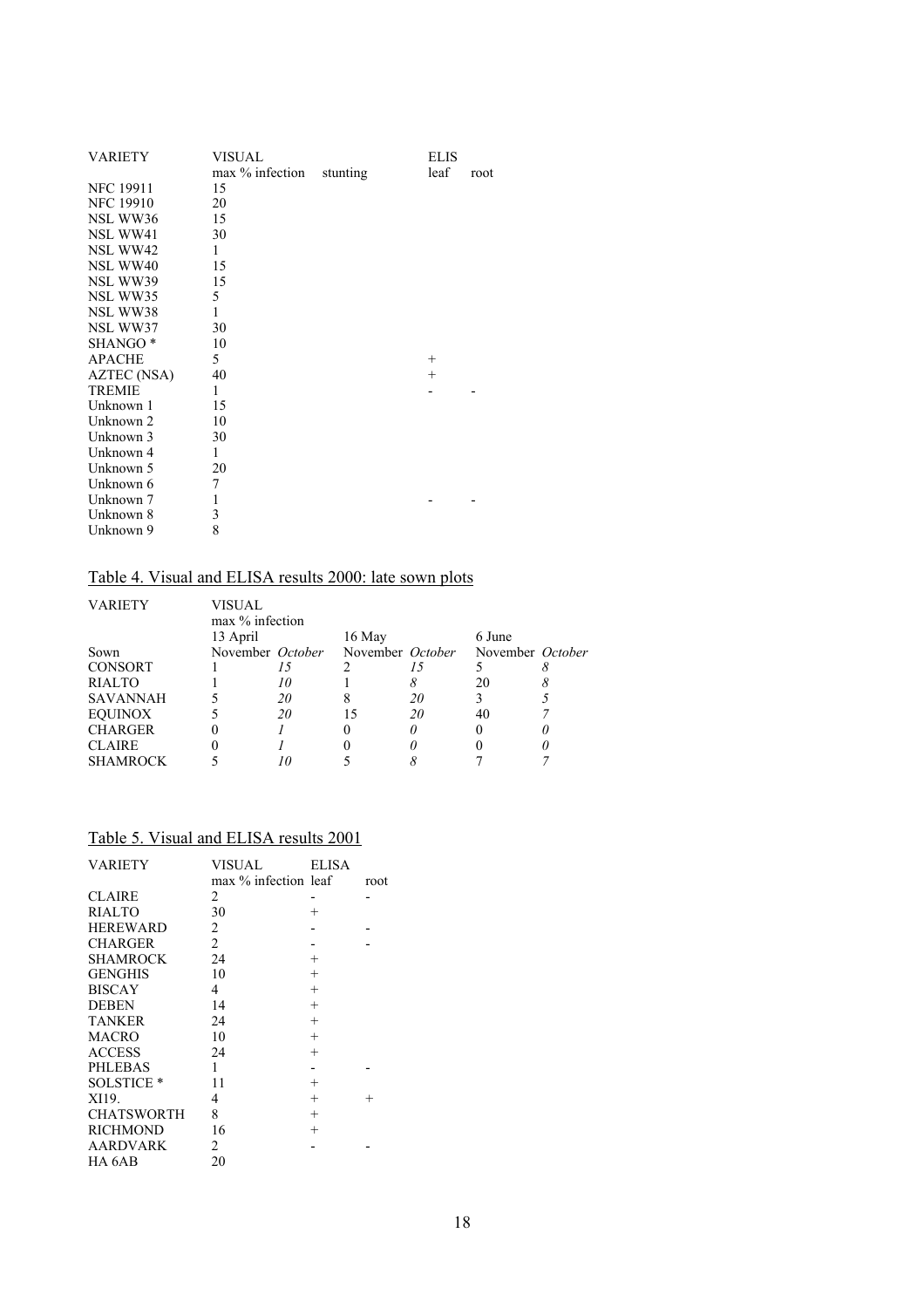| VARIETY | VISUAL | | ELIS | |
|---|---|---|---|---|
| | max % infection | stunting | leaf | root |
| NFC 19911 | 15 | | | |
| NFC 19910 | 20 | | | |
| NSL WW36 | 15 | | | |
| NSL WW41 | 30 | | | |
| NSL WW42 | 1 | | | |
| NSL WW40 | 15 | | | |
| NSL WW39 | 15 | | | |
| NSL WW35 | 5 | | | |
| NSL WW38 | 1 | | | |
| NSL WW37 | 30 | | | |
| SHANGO * | 10 | | | |
| APACHE | 5 | | + | |
| AZTEC (NSA) | 40 | | + | |
| TREMIE | 1 | | - | - |
| Unknown 1 | 15 | | | |
| Unknown 2 | 10 | | | |
| Unknown 3 | 30 | | | |
| Unknown 4 | 1 | | | |
| Unknown 5 | 20 | | | |
| Unknown 6 | 7 | | | |
| Unknown 7 | 1 | | - | - |
| Unknown 8 | 3 | | | |
| Unknown 9 | 8 | | | |

Table 4. Visual and ELISA results 2000: late sown plots

| VARIETY | VISUAL | | | | | |
|---|---|---|---|---|---|---|
| | max % infection | | | | | |
| | 13 April | | 16 May | | 6 June | |
| Sown | November | *October* | November | *October* | November | *October* |
| CONSORT | 1 | *15* | 2 | *15* | 5 | *8* |
| RIALTO | 1 | *10* | 1 | *8* | 20 | *8* |
| SAVANNAH | 5 | *20* | 8 | *20* | 3 | *5* |
| EQUINOX | 5 | *20* | 15 | *20* | 40 | *7* |
| CHARGER | 0 | *1* | 0 | *0* | 0 | *0* |
| CLAIRE | 0 | *1* | 0 | *0* | 0 | *0* |
| SHAMROCK | 5 | *10* | 5 | *8* | 7 | *7* |

Table 5. Visual and ELISA results 2001

| VARIETY | VISUAL | ELISA | |
|---|---|---|---|
| | max % infection | leaf | root |
| CLAIRE | 2 | - | - |
| RIALTO | 30 | + | |
| HEREWARD | 2 | - | - |
| CHARGER | 2 | - | - |
| SHAMROCK | 24 | + | |
| GENGHIS | 10 | + | |
| BISCAY | 4 | + | |
| DEBEN | 14 | + | |
| TANKER | 24 | + | |
| MACRO | 10 | + | |
| ACCESS | 24 | + | |
| PHLEBAS | 1 | - | - |
| SOLSTICE * | 11 | + | |
| XI19. | 4 | + | + |
| CHATSWORTH | 8 | + | |
| RICHMOND | 16 | + | |
| AARDVARK | 2 | - | - |
| HA 6AB | 20 | | |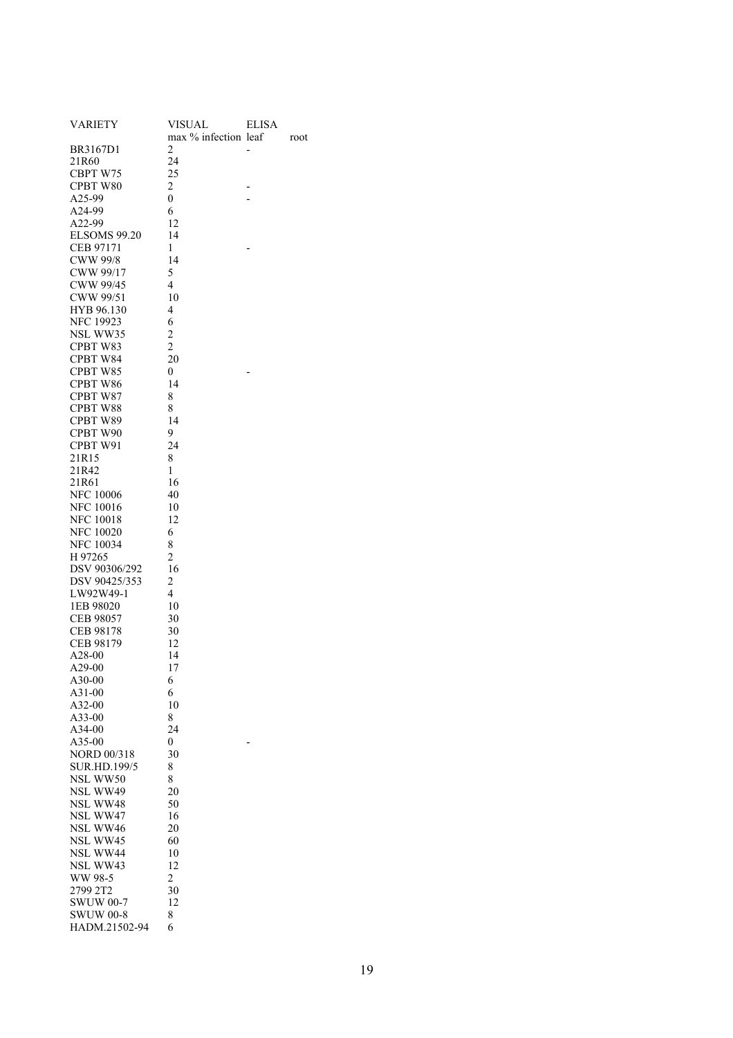| VARIETY | VISUAL | ELISA | |
|---|---|---|---|
| | max % infection | leaf | root |
| BR3167D1 | 2 | - | |
| 21R60 | 24 | | |
| CBPT W75 | 25 | | |
| CPBT W80 | 2 | - | |
| A25-99 | 0 | - | |
| A24-99 | 6 | | |
| A22-99 | 12 | | |
| ELSOMS 99.20 | 14 | | |
| CEB 97171 | 1 | - | |
| CWW 99/8 | 14 | | |
| CWW 99/17 | 5 | | |
| CWW 99/45 | 4 | | |
| CWW 99/51 | 10 | | |
| HYB 96.130 | 4 | | |
| NFC 19923 | 6 | | |
| NSL WW35 | 2 | | |
| CPBT W83 | 2 | | |
| CPBT W84 | 20 | | |
| CPBT W85 | 0 | - | |
| CPBT W86 | 14 | | |
| CPBT W87 | 8 | | |
| CPBT W88 | 8 | | |
| CPBT W89 | 14 | | |
| CPBT W90 | 9 | | |
| CPBT W91 | 24 | | |
| 21R15 | 8 | | |
| 21R42 | 1 | | |
| 21R61 | 16 | | |
| NFC 10006 | 40 | | |
| NFC 10016 | 10 | | |
| NFC 10018 | 12 | | |
| NFC 10020 | 6 | | |
| NFC 10034 | 8 | | |
| H 97265 | 2 | | |
| DSV 90306/292 | 16 | | |
| DSV 90425/353 | 2 | | |
| LW92W49-1 | 4 | | |
| 1EB 98020 | 10 | | |
| CEB 98057 | 30 | | |
| CEB 98178 | 30 | | |
| CEB 98179 | 12 | | |
| A28-00 | 14 | | |
| A29-00 | 17 | | |
| A30-00 | 6 | | |
| A31-00 | 6 | | |
| A32-00 | 10 | | |
| A33-00 | 8 | | |
| A34-00 | 24 | | |
| A35-00 | 0 | - | |
| NORD 00/318 | 30 | | |
| SUR.HD.199/5 | 8 | | |
| NSL WW50 | 8 | | |
| NSL WW49 | 20 | | |
| NSL WW48 | 50 | | |
| NSL WW47 | 16 | | |
| NSL WW46 | 20 | | |
| NSL WW45 | 60 | | |
| NSL WW44 | 10 | | |
| NSL WW43 | 12 | | |
| WW 98-5 | 2 | | |
| 2799 2T2 | 30 | | |
| SWUW 00-7 | 12 | | |
| SWUW 00-8 | 8 | | |
| HADM.21502-94 | 6 | | |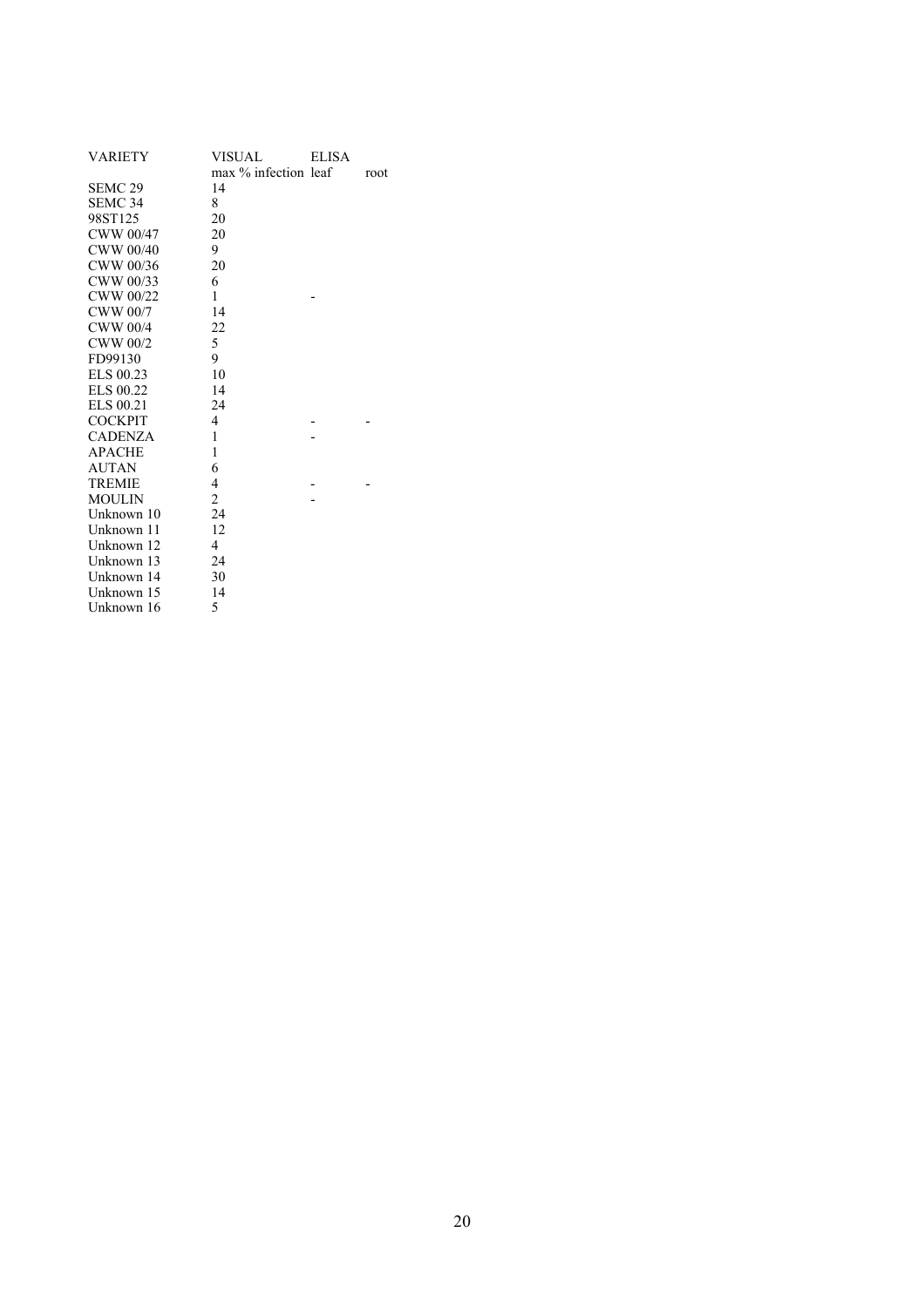| VARIETY | VISUAL | ELISA | |
|---|---|---|---|
| | max % infection | leaf | root |
| SEMC 29 | 14 | | |
| SEMC 34 | 8 | | |
| 98ST125 | 20 | | |
| CWW 00/47 | 20 | | |
| CWW 00/40 | 9 | | |
| CWW 00/36 | 20 | | |
| CWW 00/33 | 6 | | |
| CWW 00/22 | 1 | - | |
| CWW 00/7 | 14 | | |
| CWW 00/4 | 22 | | |
| CWW 00/2 | 5 | | |
| FD99130 | 9 | | |
| ELS 00.23 | 10 | | |
| ELS 00.22 | 14 | | |
| ELS 00.21 | 24 | | |
| COCKPIT | 4 | - | - |
| CADENZA | 1 | - | |
| APACHE | 1 | | |
| AUTAN | 6 | | |
| TREMIE | 4 | - | - |
| MOULIN | 2 | - | |
| Unknown 10 | 24 | | |
| Unknown 11 | 12 | | |
| Unknown 12 | 4 | | |
| Unknown 13 | 24 | | |
| Unknown 14 | 30 | | |
| Unknown 15 | 14 | | |
| Unknown 16 | 5 | | |